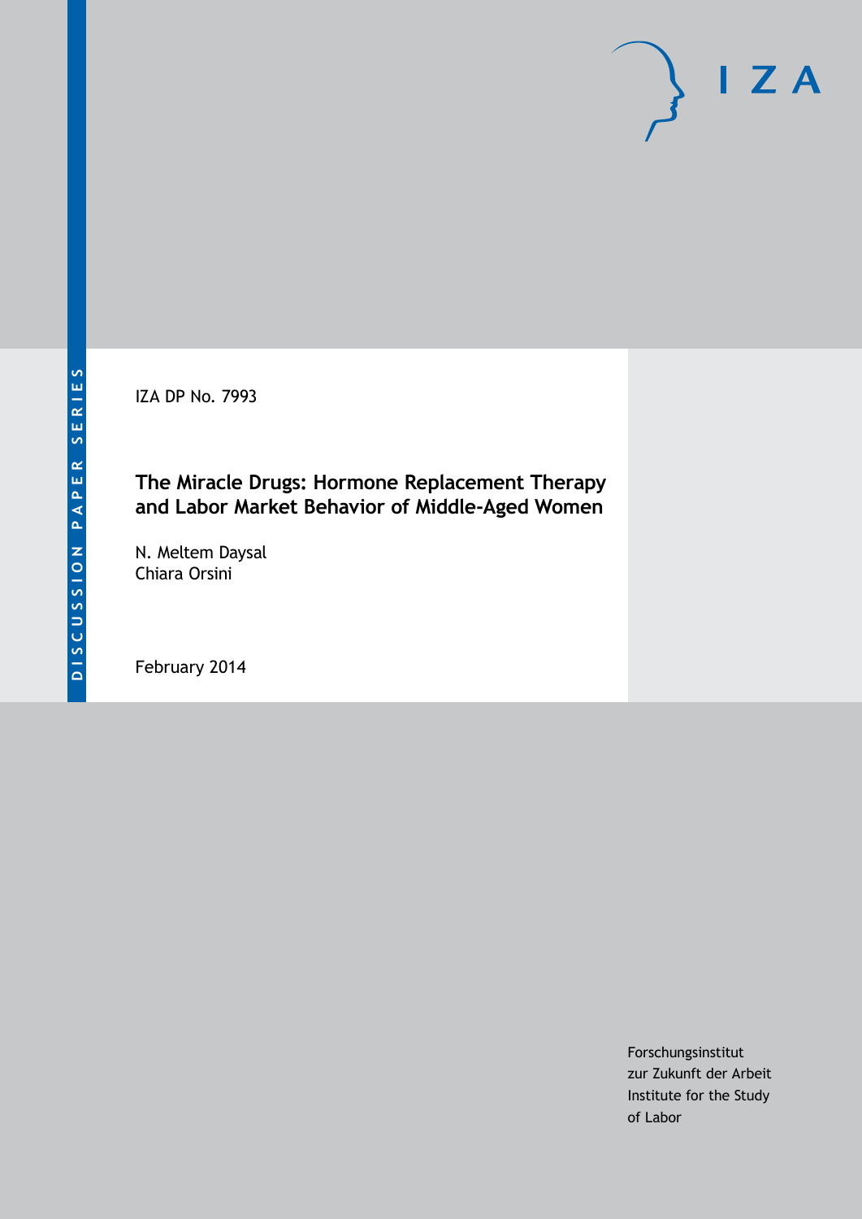DISCUSSION PAPER SERIES

IZA DP No. 7993

# The Miracle Drugs: Hormone Replacement Therapy and Labor Market Behavior of Middle-Aged Women

N. Meltem Daysal
Chiara Orsini

February 2014

Forschungsinstitut
zur Zukunft der Arbeit
Institute for the Study
of Labor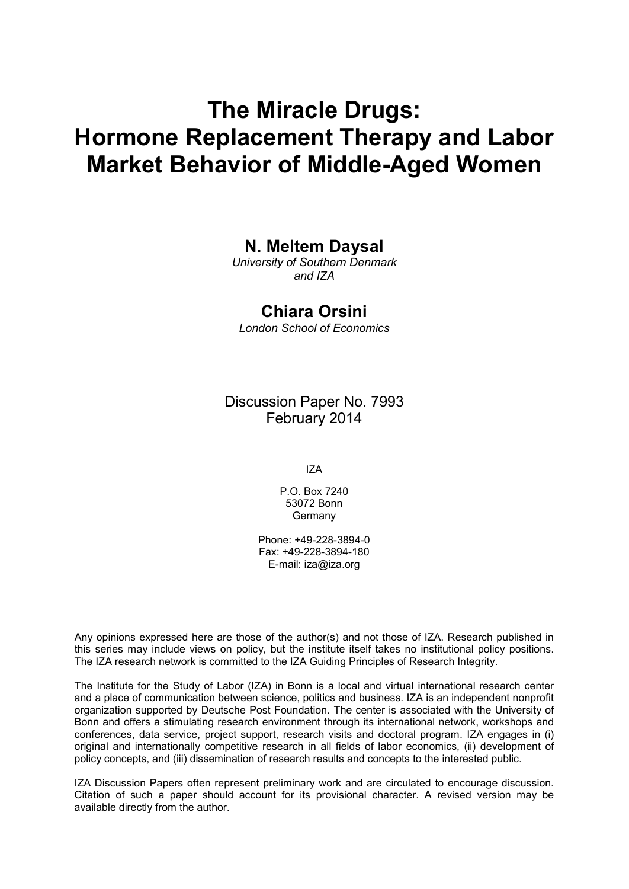# The Miracle Drugs: Hormone Replacement Therapy and Labor Market Behavior of Middle-Aged Women

**N. Meltem Daysal**

*University of Southern Denmark and IZA*

**Chiara Orsini**

*London School of Economics*

Discussion Paper No. 7993
February 2014

IZA

P.O. Box 7240
53072 Bonn
Germany

Phone: +49-228-3894-0
Fax: +49-228-3894-180
E-mail: iza@iza.org

Any opinions expressed here are those of the author(s) and not those of IZA. Research published in this series may include views on policy, but the institute itself takes no institutional policy positions. The IZA research network is committed to the IZA Guiding Principles of Research Integrity.

The Institute for the Study of Labor (IZA) in Bonn is a local and virtual international research center and a place of communication between science, politics and business. IZA is an independent nonprofit organization supported by Deutsche Post Foundation. The center is associated with the University of Bonn and offers a stimulating research environment through its international network, workshops and conferences, data service, project support, research visits and doctoral program. IZA engages in (i) original and internationally competitive research in all fields of labor economics, (ii) development of policy concepts, and (iii) dissemination of research results and concepts to the interested public.

IZA Discussion Papers often represent preliminary work and are circulated to encourage discussion. Citation of such a paper should account for its provisional character. A revised version may be available directly from the author.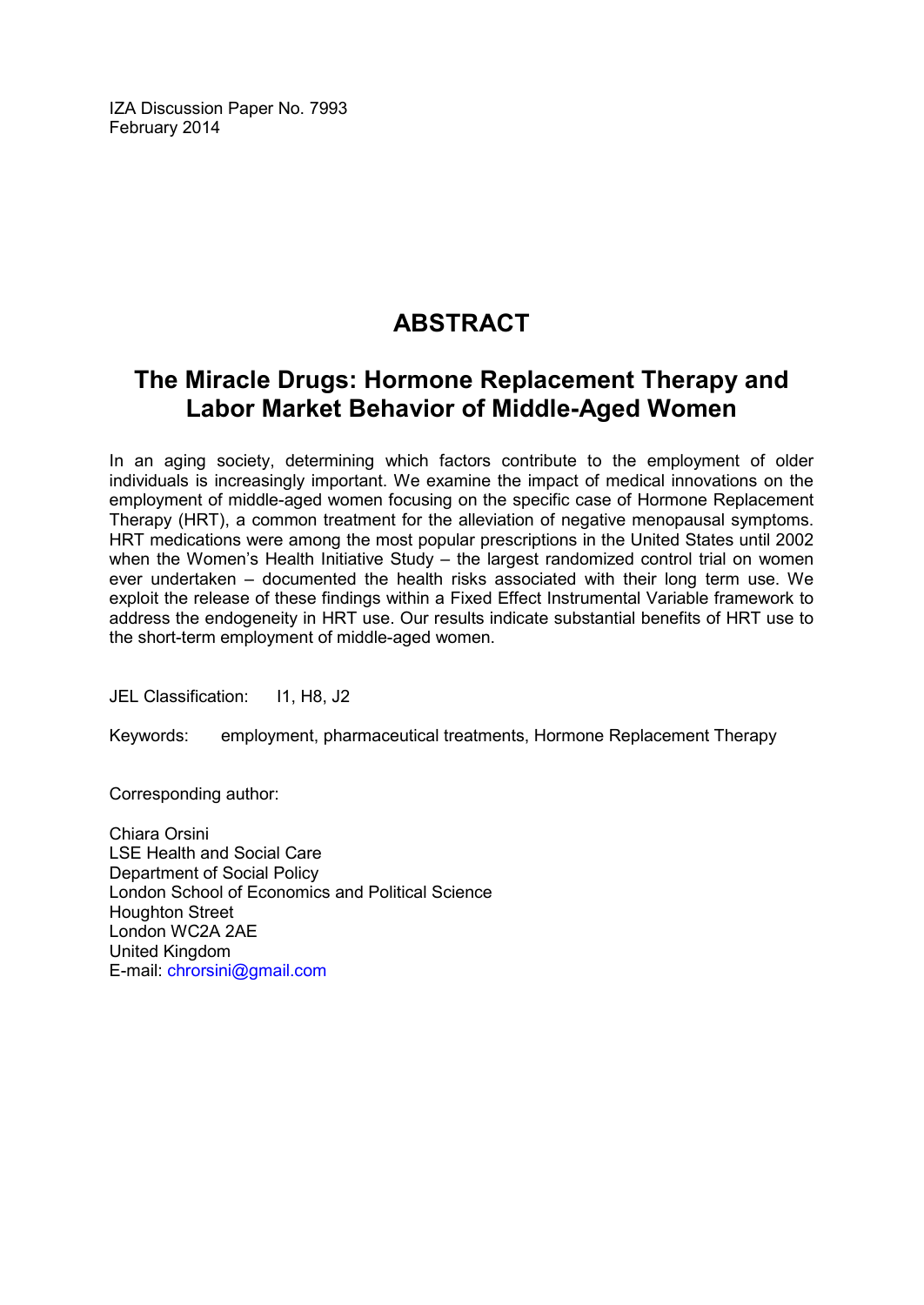IZA Discussion Paper No. 7993
February 2014

# ABSTRACT

## The Miracle Drugs: Hormone Replacement Therapy and Labor Market Behavior of Middle-Aged Women

In an aging society, determining which factors contribute to the employment of older individuals is increasingly important. We examine the impact of medical innovations on the employment of middle-aged women focusing on the specific case of Hormone Replacement Therapy (HRT), a common treatment for the alleviation of negative menopausal symptoms. HRT medications were among the most popular prescriptions in the United States until 2002 when the Women's Health Initiative Study – the largest randomized control trial on women ever undertaken – documented the health risks associated with their long term use. We exploit the release of these findings within a Fixed Effect Instrumental Variable framework to address the endogeneity in HRT use. Our results indicate substantial benefits of HRT use to the short-term employment of middle-aged women.

JEL Classification: I1, H8, J2

Keywords: employment, pharmaceutical treatments, Hormone Replacement Therapy

Corresponding author:

Chiara Orsini
LSE Health and Social Care
Department of Social Policy
London School of Economics and Political Science
Houghton Street
London WC2A 2AE
United Kingdom
E-mail: chrorsini@gmail.com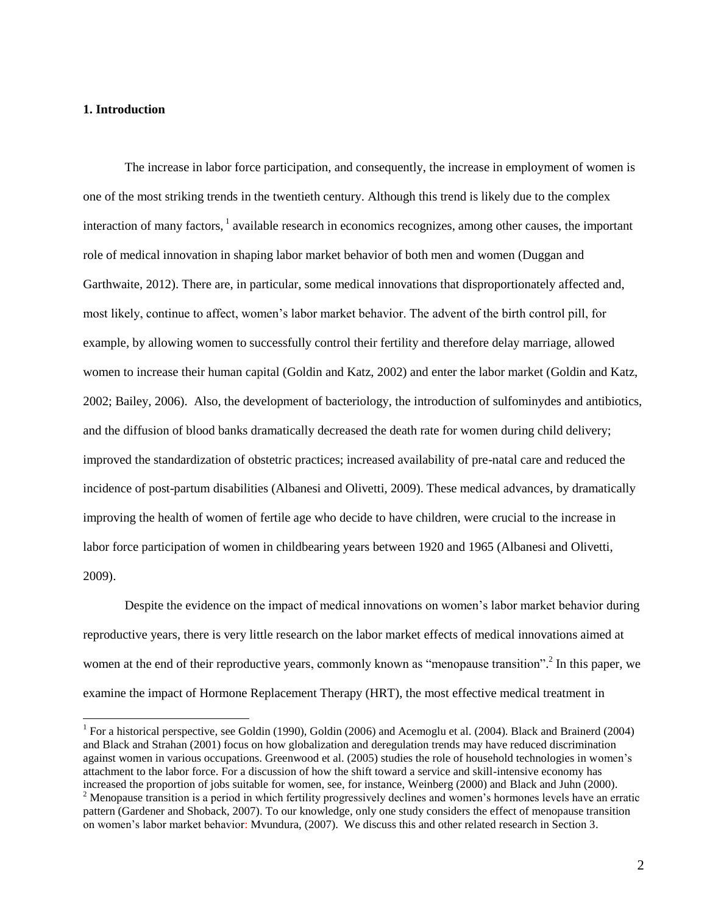## 1. Introduction

The increase in labor force participation, and consequently, the increase in employment of women is one of the most striking trends in the twentieth century. Although this trend is likely due to the complex interaction of many factors,[1] available research in economics recognizes, among other causes, the important role of medical innovation in shaping labor market behavior of both men and women (Duggan and Garthwaite, 2012). There are, in particular, some medical innovations that disproportionately affected and, most likely, continue to affect, women's labor market behavior. The advent of the birth control pill, for example, by allowing women to successfully control their fertility and therefore delay marriage, allowed women to increase their human capital (Goldin and Katz, 2002) and enter the labor market (Goldin and Katz, 2002; Bailey, 2006). Also, the development of bacteriology, the introduction of sulfominydes and antibiotics, and the diffusion of blood banks dramatically decreased the death rate for women during child delivery; improved the standardization of obstetric practices; increased availability of pre-natal care and reduced the incidence of post-partum disabilities (Albanesi and Olivetti, 2009). These medical advances, by dramatically improving the health of women of fertile age who decide to have children, were crucial to the increase in labor force participation of women in childbearing years between 1920 and 1965 (Albanesi and Olivetti, 2009).

Despite the evidence on the impact of medical innovations on women's labor market behavior during reproductive years, there is very little research on the labor market effects of medical innovations aimed at women at the end of their reproductive years, commonly known as "menopause transition".[2] In this paper, we examine the impact of Hormone Replacement Therapy (HRT), the most effective medical treatment in

[1] For a historical perspective, see Goldin (1990), Goldin (2006) and Acemoglu et al. (2004). Black and Brainerd (2004) and Black and Strahan (2001) focus on how globalization and deregulation trends may have reduced discrimination against women in various occupations. Greenwood et al. (2005) studies the role of household technologies in women's attachment to the labor force. For a discussion of how the shift toward a service and skill-intensive economy has increased the proportion of jobs suitable for women, see, for instance, Weinberg (2000) and Black and Juhn (2000).

[2] Menopause transition is a period in which fertility progressively declines and women's hormones levels have an erratic pattern (Gardener and Shoback, 2007). To our knowledge, only one study considers the effect of menopause transition on women's labor market behavior: Mvundura, (2007). We discuss this and other related research in Section 3.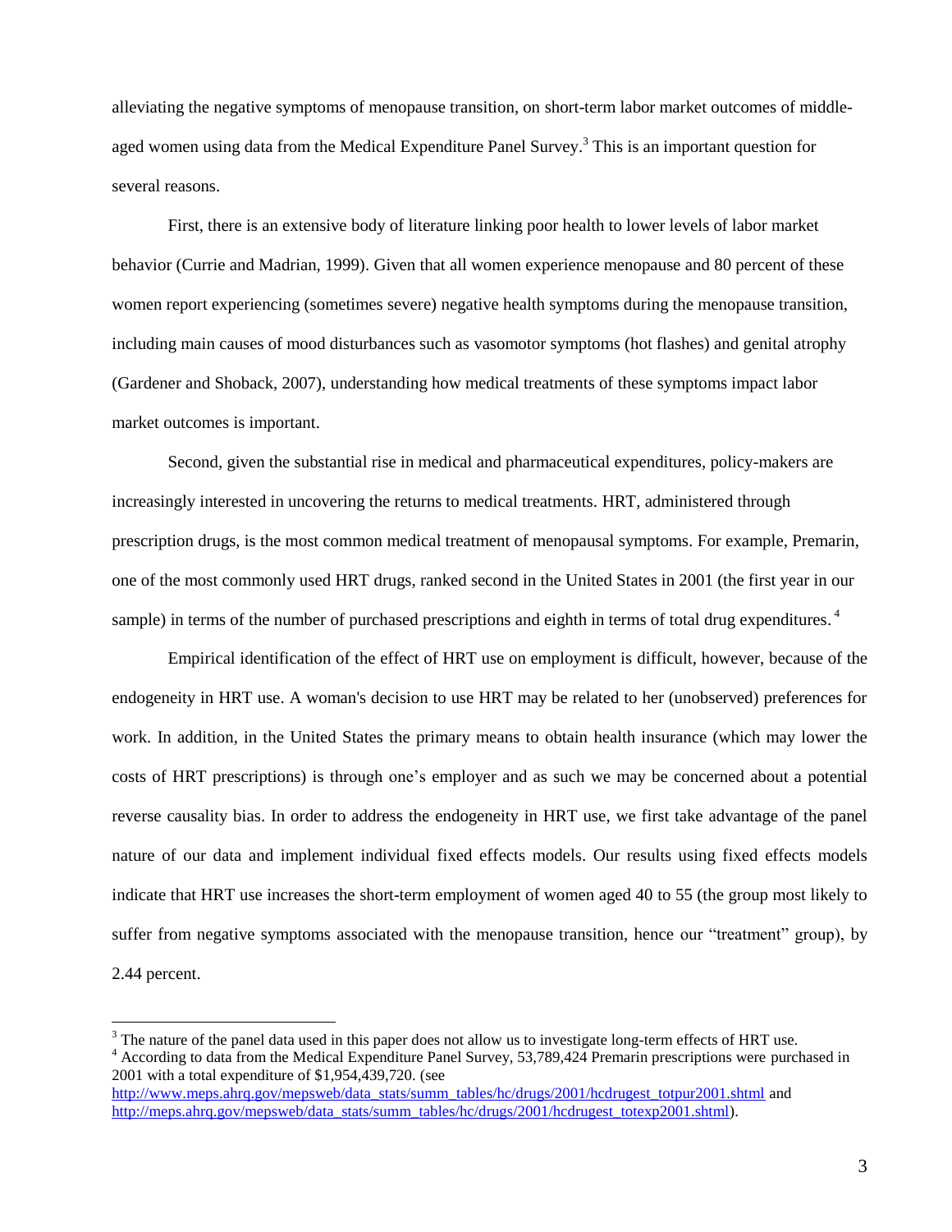alleviating the negative symptoms of menopause transition, on short-term labor market outcomes of middle-aged women using data from the Medical Expenditure Panel Survey.[3] This is an important question for several reasons.

First, there is an extensive body of literature linking poor health to lower levels of labor market behavior (Currie and Madrian, 1999). Given that all women experience menopause and 80 percent of these women report experiencing (sometimes severe) negative health symptoms during the menopause transition, including main causes of mood disturbances such as vasomotor symptoms (hot flashes) and genital atrophy (Gardener and Shoback, 2007), understanding how medical treatments of these symptoms impact labor market outcomes is important.

Second, given the substantial rise in medical and pharmaceutical expenditures, policy-makers are increasingly interested in uncovering the returns to medical treatments. HRT, administered through prescription drugs, is the most common medical treatment of menopausal symptoms. For example, Premarin, one of the most commonly used HRT drugs, ranked second in the United States in 2001 (the first year in our sample) in terms of the number of purchased prescriptions and eighth in terms of total drug expenditures.[4]

Empirical identification of the effect of HRT use on employment is difficult, however, because of the endogeneity in HRT use. A woman's decision to use HRT may be related to her (unobserved) preferences for work. In addition, in the United States the primary means to obtain health insurance (which may lower the costs of HRT prescriptions) is through one's employer and as such we may be concerned about a potential reverse causality bias. In order to address the endogeneity in HRT use, we first take advantage of the panel nature of our data and implement individual fixed effects models. Our results using fixed effects models indicate that HRT use increases the short-term employment of women aged 40 to 55 (the group most likely to suffer from negative symptoms associated with the menopause transition, hence our "treatment" group), by 2.44 percent.

---

[3] The nature of the panel data used in this paper does not allow us to investigate long-term effects of HRT use.

[4] According to data from the Medical Expenditure Panel Survey, 53,789,424 Premarin prescriptions were purchased in 2001 with a total expenditure of $1,954,439,720. (see http://www.meps.ahrq.gov/mepsweb/data_stats/summ_tables/hc/drugs/2001/hcdrugest_totpur2001.shtml and http://meps.ahrq.gov/mepsweb/data_stats/summ_tables/hc/drugs/2001/hcdrugest_totexp2001.shtml).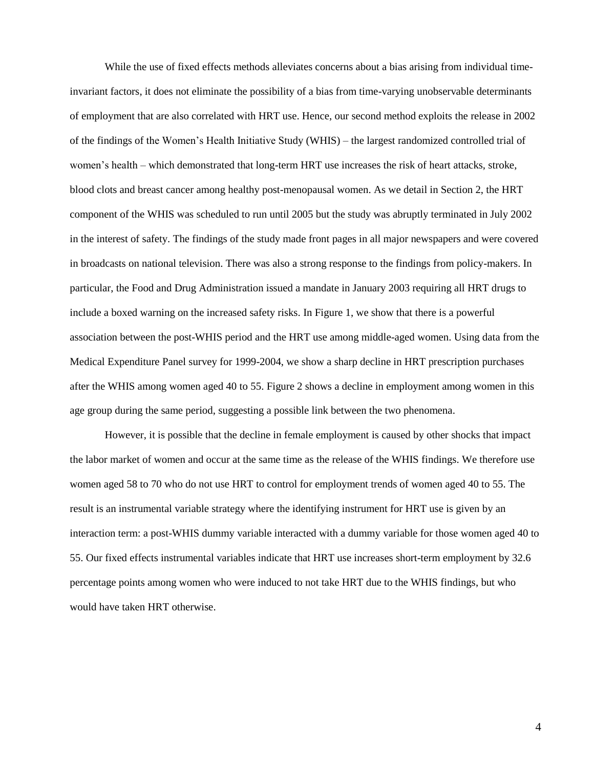While the use of fixed effects methods alleviates concerns about a bias arising from individual time-invariant factors, it does not eliminate the possibility of a bias from time-varying unobservable determinants of employment that are also correlated with HRT use. Hence, our second method exploits the release in 2002 of the findings of the Women's Health Initiative Study (WHIS) – the largest randomized controlled trial of women's health – which demonstrated that long-term HRT use increases the risk of heart attacks, stroke, blood clots and breast cancer among healthy post-menopausal women. As we detail in Section 2, the HRT component of the WHIS was scheduled to run until 2005 but the study was abruptly terminated in July 2002 in the interest of safety. The findings of the study made front pages in all major newspapers and were covered in broadcasts on national television. There was also a strong response to the findings from policy-makers. In particular, the Food and Drug Administration issued a mandate in January 2003 requiring all HRT drugs to include a boxed warning on the increased safety risks. In Figure 1, we show that there is a powerful association between the post-WHIS period and the HRT use among middle-aged women. Using data from the Medical Expenditure Panel survey for 1999-2004, we show a sharp decline in HRT prescription purchases after the WHIS among women aged 40 to 55. Figure 2 shows a decline in employment among women in this age group during the same period, suggesting a possible link between the two phenomena.

However, it is possible that the decline in female employment is caused by other shocks that impact the labor market of women and occur at the same time as the release of the WHIS findings. We therefore use women aged 58 to 70 who do not use HRT to control for employment trends of women aged 40 to 55. The result is an instrumental variable strategy where the identifying instrument for HRT use is given by an interaction term: a post-WHIS dummy variable interacted with a dummy variable for those women aged 40 to 55. Our fixed effects instrumental variables indicate that HRT use increases short-term employment by 32.6 percentage points among women who were induced to not take HRT due to the WHIS findings, but who would have taken HRT otherwise.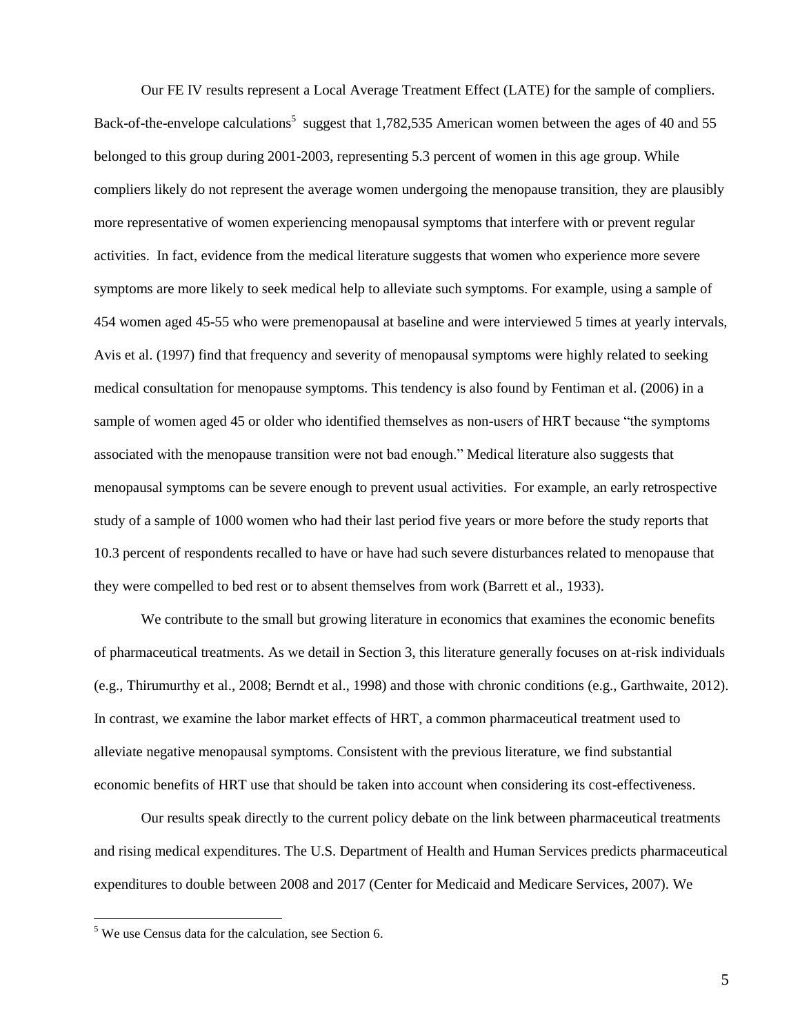Our FE IV results represent a Local Average Treatment Effect (LATE) for the sample of compliers. Back-of-the-envelope calculations[5] suggest that 1,782,535 American women between the ages of 40 and 55 belonged to this group during 2001-2003, representing 5.3 percent of women in this age group. While compliers likely do not represent the average women undergoing the menopause transition, they are plausibly more representative of women experiencing menopausal symptoms that interfere with or prevent regular activities. In fact, evidence from the medical literature suggests that women who experience more severe symptoms are more likely to seek medical help to alleviate such symptoms. For example, using a sample of 454 women aged 45-55 who were premenopausal at baseline and were interviewed 5 times at yearly intervals, Avis et al. (1997) find that frequency and severity of menopausal symptoms were highly related to seeking medical consultation for menopause symptoms. This tendency is also found by Fentiman et al. (2006) in a sample of women aged 45 or older who identified themselves as non-users of HRT because "the symptoms associated with the menopause transition were not bad enough." Medical literature also suggests that menopausal symptoms can be severe enough to prevent usual activities. For example, an early retrospective study of a sample of 1000 women who had their last period five years or more before the study reports that 10.3 percent of respondents recalled to have or have had such severe disturbances related to menopause that they were compelled to bed rest or to absent themselves from work (Barrett et al., 1933).

We contribute to the small but growing literature in economics that examines the economic benefits of pharmaceutical treatments. As we detail in Section 3, this literature generally focuses on at-risk individuals (e.g., Thirumurthy et al., 2008; Berndt et al., 1998) and those with chronic conditions (e.g., Garthwaite, 2012). In contrast, we examine the labor market effects of HRT, a common pharmaceutical treatment used to alleviate negative menopausal symptoms. Consistent with the previous literature, we find substantial economic benefits of HRT use that should be taken into account when considering its cost-effectiveness.

Our results speak directly to the current policy debate on the link between pharmaceutical treatments and rising medical expenditures. The U.S. Department of Health and Human Services predicts pharmaceutical expenditures to double between 2008 and 2017 (Center for Medicaid and Medicare Services, 2007). We

[5] We use Census data for the calculation, see Section 6.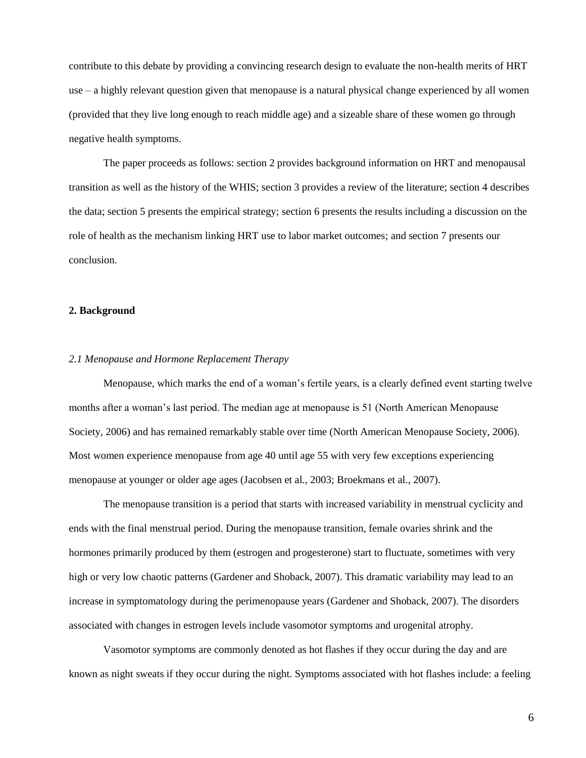contribute to this debate by providing a convincing research design to evaluate the non-health merits of HRT use – a highly relevant question given that menopause is a natural physical change experienced by all women (provided that they live long enough to reach middle age) and a sizeable share of these women go through negative health symptoms.

The paper proceeds as follows: section 2 provides background information on HRT and menopausal transition as well as the history of the WHIS; section 3 provides a review of the literature; section 4 describes the data; section 5 presents the empirical strategy; section 6 presents the results including a discussion on the role of health as the mechanism linking HRT use to labor market outcomes; and section 7 presents our conclusion.

## 2. Background

### *2.1 Menopause and Hormone Replacement Therapy*

Menopause, which marks the end of a woman's fertile years, is a clearly defined event starting twelve months after a woman's last period. The median age at menopause is 51 (North American Menopause Society, 2006) and has remained remarkably stable over time (North American Menopause Society, 2006). Most women experience menopause from age 40 until age 55 with very few exceptions experiencing menopause at younger or older age ages (Jacobsen et al., 2003; Broekmans et al., 2007).

The menopause transition is a period that starts with increased variability in menstrual cyclicity and ends with the final menstrual period. During the menopause transition, female ovaries shrink and the hormones primarily produced by them (estrogen and progesterone) start to fluctuate, sometimes with very high or very low chaotic patterns (Gardener and Shoback, 2007). This dramatic variability may lead to an increase in symptomatology during the perimenopause years (Gardener and Shoback, 2007). The disorders associated with changes in estrogen levels include vasomotor symptoms and urogenital atrophy.

Vasomotor symptoms are commonly denoted as hot flashes if they occur during the day and are known as night sweats if they occur during the night. Symptoms associated with hot flashes include: a feeling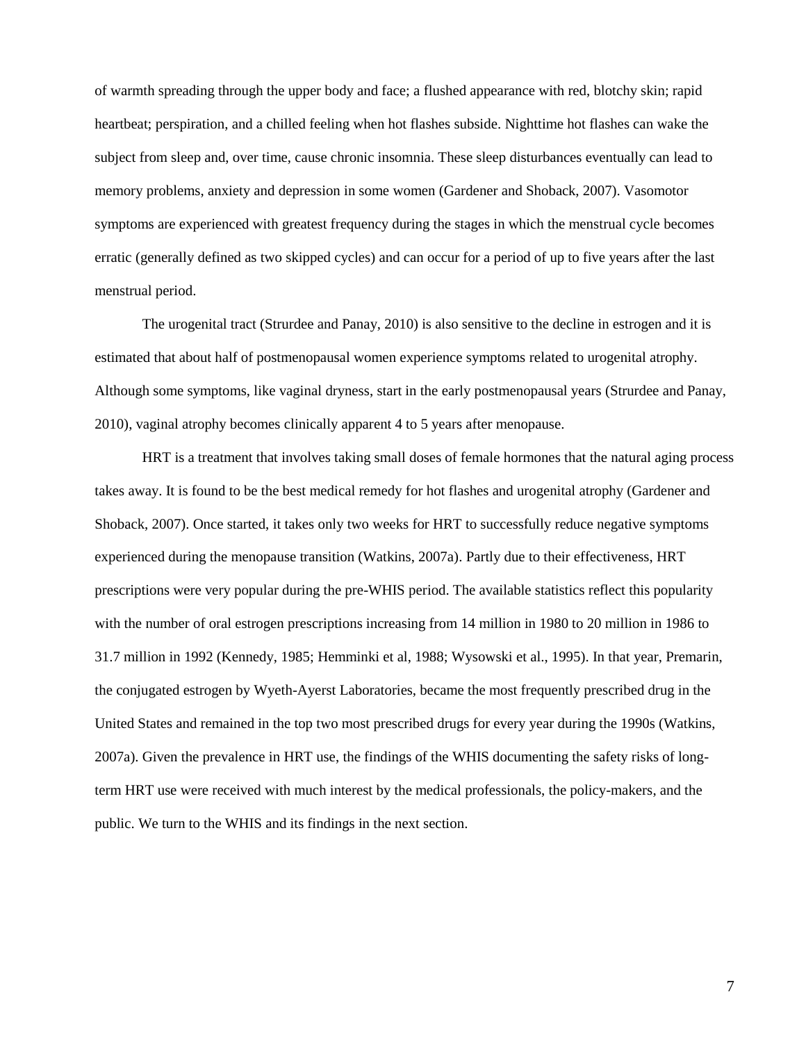of warmth spreading through the upper body and face; a flushed appearance with red, blotchy skin; rapid heartbeat; perspiration, and a chilled feeling when hot flashes subside. Nighttime hot flashes can wake the subject from sleep and, over time, cause chronic insomnia. These sleep disturbances eventually can lead to memory problems, anxiety and depression in some women (Gardener and Shoback, 2007). Vasomotor symptoms are experienced with greatest frequency during the stages in which the menstrual cycle becomes erratic (generally defined as two skipped cycles) and can occur for a period of up to five years after the last menstrual period.

The urogenital tract (Strurdee and Panay, 2010) is also sensitive to the decline in estrogen and it is estimated that about half of postmenopausal women experience symptoms related to urogenital atrophy. Although some symptoms, like vaginal dryness, start in the early postmenopausal years (Strurdee and Panay, 2010), vaginal atrophy becomes clinically apparent 4 to 5 years after menopause.

HRT is a treatment that involves taking small doses of female hormones that the natural aging process takes away. It is found to be the best medical remedy for hot flashes and urogenital atrophy (Gardener and Shoback, 2007). Once started, it takes only two weeks for HRT to successfully reduce negative symptoms experienced during the menopause transition (Watkins, 2007a). Partly due to their effectiveness, HRT prescriptions were very popular during the pre-WHIS period. The available statistics reflect this popularity with the number of oral estrogen prescriptions increasing from 14 million in 1980 to 20 million in 1986 to 31.7 million in 1992 (Kennedy, 1985; Hemminki et al, 1988; Wysowski et al., 1995). In that year, Premarin, the conjugated estrogen by Wyeth-Ayerst Laboratories, became the most frequently prescribed drug in the United States and remained in the top two most prescribed drugs for every year during the 1990s (Watkins, 2007a). Given the prevalence in HRT use, the findings of the WHIS documenting the safety risks of long-term HRT use were received with much interest by the medical professionals, the policy-makers, and the public. We turn to the WHIS and its findings in the next section.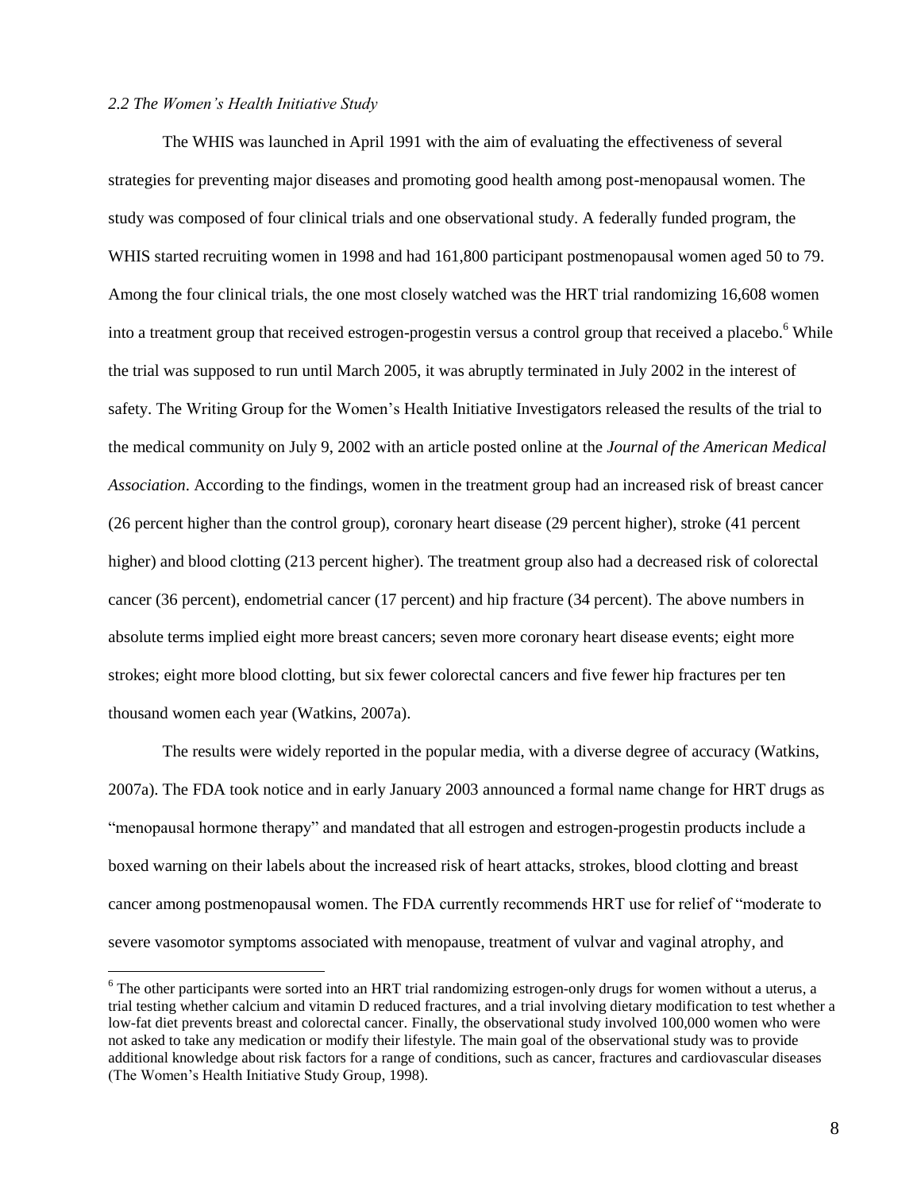### *2.2 The Women's Health Initiative Study*

The WHIS was launched in April 1991 with the aim of evaluating the effectiveness of several strategies for preventing major diseases and promoting good health among post-menopausal women. The study was composed of four clinical trials and one observational study. A federally funded program, the WHIS started recruiting women in 1998 and had 161,800 participant postmenopausal women aged 50 to 79. Among the four clinical trials, the one most closely watched was the HRT trial randomizing 16,608 women into a treatment group that received estrogen-progestin versus a control group that received a placebo.[6] While the trial was supposed to run until March 2005, it was abruptly terminated in July 2002 in the interest of safety. The Writing Group for the Women's Health Initiative Investigators released the results of the trial to the medical community on July 9, 2002 with an article posted online at the *Journal of the American Medical Association*. According to the findings, women in the treatment group had an increased risk of breast cancer (26 percent higher than the control group), coronary heart disease (29 percent higher), stroke (41 percent higher) and blood clotting (213 percent higher). The treatment group also had a decreased risk of colorectal cancer (36 percent), endometrial cancer (17 percent) and hip fracture (34 percent). The above numbers in absolute terms implied eight more breast cancers; seven more coronary heart disease events; eight more strokes; eight more blood clotting, but six fewer colorectal cancers and five fewer hip fractures per ten thousand women each year (Watkins, 2007a).

The results were widely reported in the popular media, with a diverse degree of accuracy (Watkins, 2007a). The FDA took notice and in early January 2003 announced a formal name change for HRT drugs as "menopausal hormone therapy" and mandated that all estrogen and estrogen-progestin products include a boxed warning on their labels about the increased risk of heart attacks, strokes, blood clotting and breast cancer among postmenopausal women. The FDA currently recommends HRT use for relief of "moderate to severe vasomotor symptoms associated with menopause, treatment of vulvar and vaginal atrophy, and

[6] The other participants were sorted into an HRT trial randomizing estrogen-only drugs for women without a uterus, a trial testing whether calcium and vitamin D reduced fractures, and a trial involving dietary modification to test whether a low-fat diet prevents breast and colorectal cancer. Finally, the observational study involved 100,000 women who were not asked to take any medication or modify their lifestyle. The main goal of the observational study was to provide additional knowledge about risk factors for a range of conditions, such as cancer, fractures and cardiovascular diseases (The Women's Health Initiative Study Group, 1998).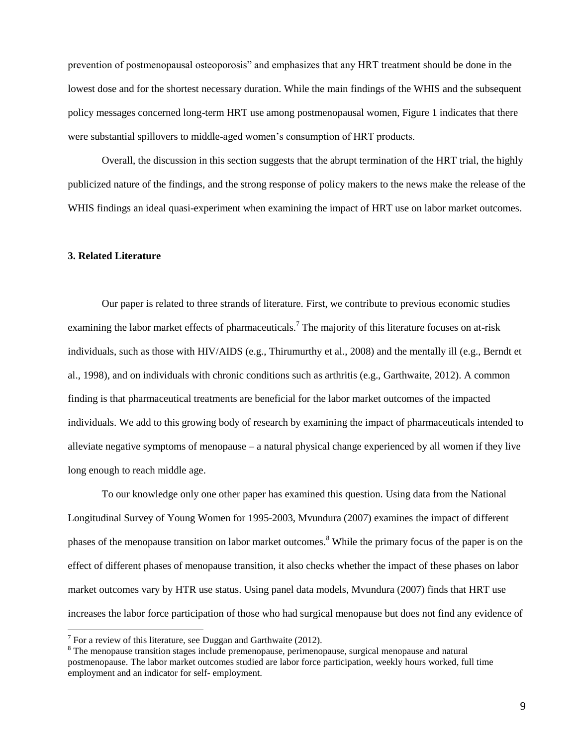prevention of postmenopausal osteoporosis" and emphasizes that any HRT treatment should be done in the lowest dose and for the shortest necessary duration. While the main findings of the WHIS and the subsequent policy messages concerned long-term HRT use among postmenopausal women, Figure 1 indicates that there were substantial spillovers to middle-aged women's consumption of HRT products.

Overall, the discussion in this section suggests that the abrupt termination of the HRT trial, the highly publicized nature of the findings, and the strong response of policy makers to the news make the release of the WHIS findings an ideal quasi-experiment when examining the impact of HRT use on labor market outcomes.

### 3. Related Literature

Our paper is related to three strands of literature. First, we contribute to previous economic studies examining the labor market effects of pharmaceuticals.[7] The majority of this literature focuses on at-risk individuals, such as those with HIV/AIDS (e.g., Thirumurthy et al., 2008) and the mentally ill (e.g., Berndt et al., 1998), and on individuals with chronic conditions such as arthritis (e.g., Garthwaite, 2012). A common finding is that pharmaceutical treatments are beneficial for the labor market outcomes of the impacted individuals. We add to this growing body of research by examining the impact of pharmaceuticals intended to alleviate negative symptoms of menopause – a natural physical change experienced by all women if they live long enough to reach middle age.

To our knowledge only one other paper has examined this question. Using data from the National Longitudinal Survey of Young Women for 1995-2003, Mvundura (2007) examines the impact of different phases of the menopause transition on labor market outcomes.[8] While the primary focus of the paper is on the effect of different phases of menopause transition, it also checks whether the impact of these phases on labor market outcomes vary by HTR use status. Using panel data models, Mvundura (2007) finds that HRT use increases the labor force participation of those who had surgical menopause but does not find any evidence of

[7] For a review of this literature, see Duggan and Garthwaite (2012).

[8] The menopause transition stages include premenopause, perimenopause, surgical menopause and natural postmenopause. The labor market outcomes studied are labor force participation, weekly hours worked, full time employment and an indicator for self- employment.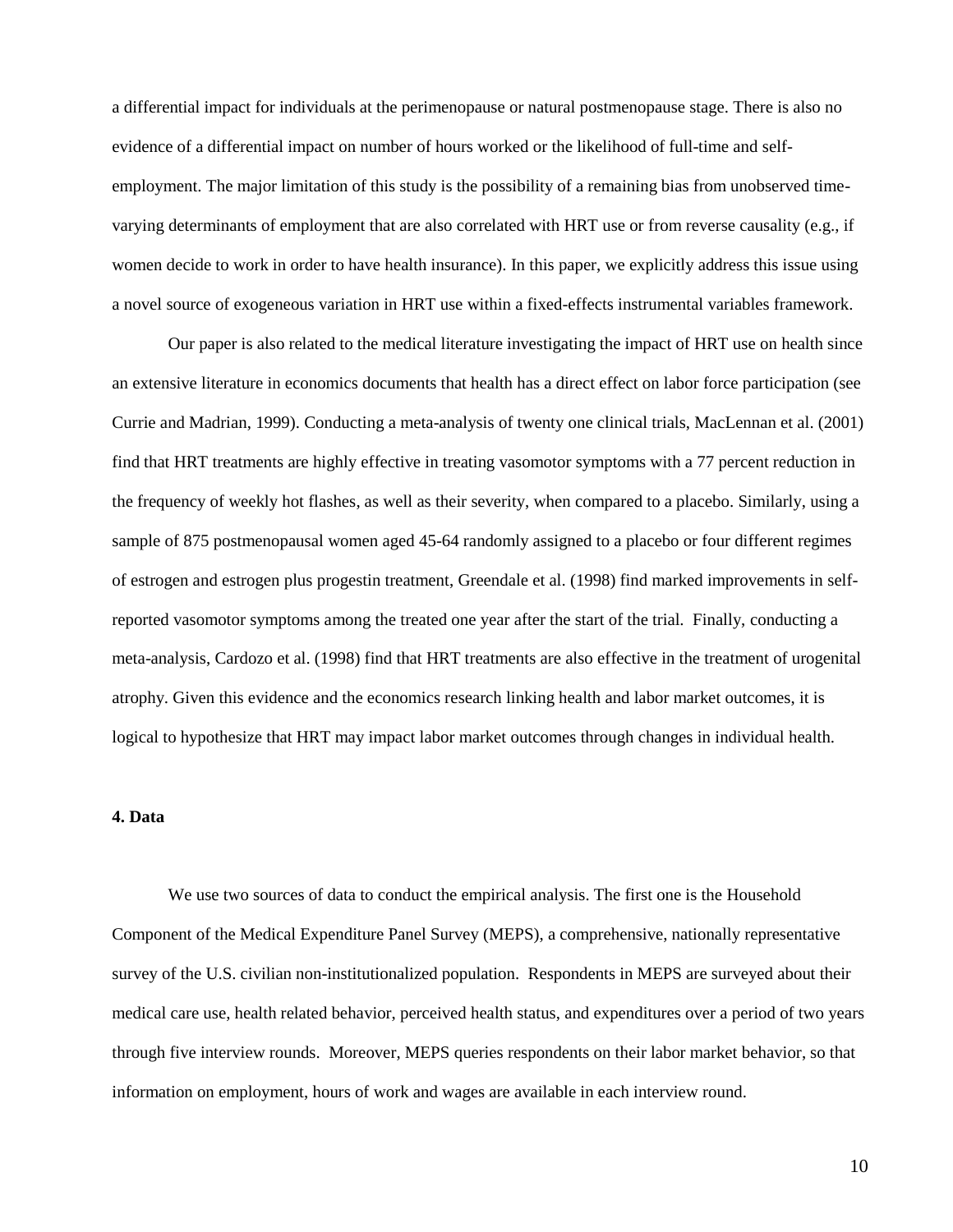a differential impact for individuals at the perimenopause or natural postmenopause stage. There is also no evidence of a differential impact on number of hours worked or the likelihood of full-time and self-employment. The major limitation of this study is the possibility of a remaining bias from unobserved time-varying determinants of employment that are also correlated with HRT use or from reverse causality (e.g., if women decide to work in order to have health insurance). In this paper, we explicitly address this issue using a novel source of exogeneous variation in HRT use within a fixed-effects instrumental variables framework.

Our paper is also related to the medical literature investigating the impact of HRT use on health since an extensive literature in economics documents that health has a direct effect on labor force participation (see Currie and Madrian, 1999). Conducting a meta-analysis of twenty one clinical trials, MacLennan et al. (2001) find that HRT treatments are highly effective in treating vasomotor symptoms with a 77 percent reduction in the frequency of weekly hot flashes, as well as their severity, when compared to a placebo. Similarly, using a sample of 875 postmenopausal women aged 45-64 randomly assigned to a placebo or four different regimes of estrogen and estrogen plus progestin treatment, Greendale et al. (1998) find marked improvements in self-reported vasomotor symptoms among the treated one year after the start of the trial. Finally, conducting a meta-analysis, Cardozo et al. (1998) find that HRT treatments are also effective in the treatment of urogenital atrophy. Given this evidence and the economics research linking health and labor market outcomes, it is logical to hypothesize that HRT may impact labor market outcomes through changes in individual health.

## 4. Data

We use two sources of data to conduct the empirical analysis. The first one is the Household Component of the Medical Expenditure Panel Survey (MEPS), a comprehensive, nationally representative survey of the U.S. civilian non-institutionalized population. Respondents in MEPS are surveyed about their medical care use, health related behavior, perceived health status, and expenditures over a period of two years through five interview rounds. Moreover, MEPS queries respondents on their labor market behavior, so that information on employment, hours of work and wages are available in each interview round.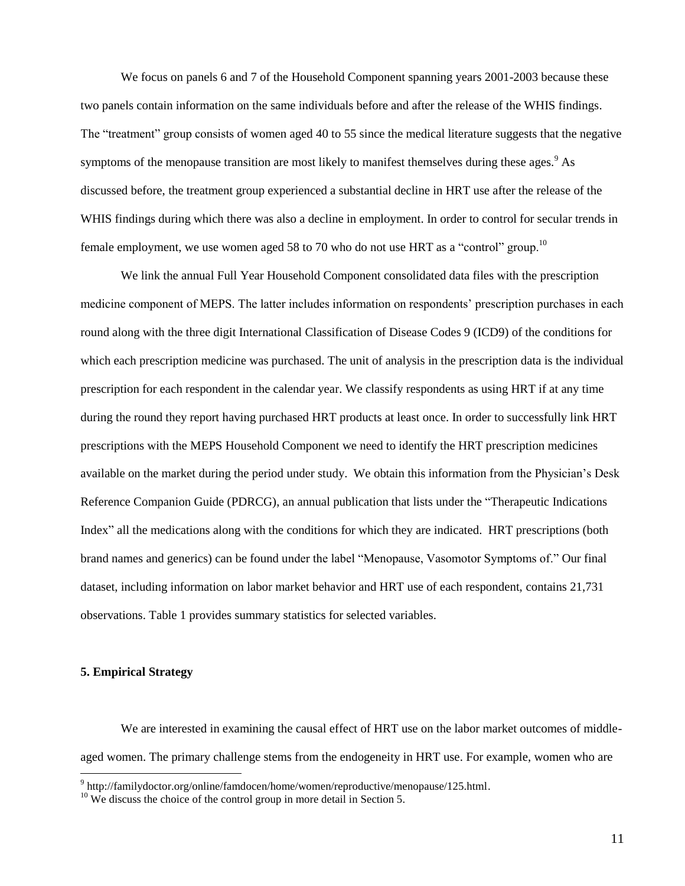We focus on panels 6 and 7 of the Household Component spanning years 2001-2003 because these two panels contain information on the same individuals before and after the release of the WHIS findings. The "treatment" group consists of women aged 40 to 55 since the medical literature suggests that the negative symptoms of the menopause transition are most likely to manifest themselves during these ages.[9] As discussed before, the treatment group experienced a substantial decline in HRT use after the release of the WHIS findings during which there was also a decline in employment. In order to control for secular trends in female employment, we use women aged 58 to 70 who do not use HRT as a "control" group.[10]

We link the annual Full Year Household Component consolidated data files with the prescription medicine component of MEPS. The latter includes information on respondents' prescription purchases in each round along with the three digit International Classification of Disease Codes 9 (ICD9) of the conditions for which each prescription medicine was purchased. The unit of analysis in the prescription data is the individual prescription for each respondent in the calendar year. We classify respondents as using HRT if at any time during the round they report having purchased HRT products at least once. In order to successfully link HRT prescriptions with the MEPS Household Component we need to identify the HRT prescription medicines available on the market during the period under study. We obtain this information from the Physician's Desk Reference Companion Guide (PDRCG), an annual publication that lists under the "Therapeutic Indications Index" all the medications along with the conditions for which they are indicated. HRT prescriptions (both brand names and generics) can be found under the label "Menopause, Vasomotor Symptoms of." Our final dataset, including information on labor market behavior and HRT use of each respondent, contains 21,731 observations. Table 1 provides summary statistics for selected variables.

## 5. Empirical Strategy

We are interested in examining the causal effect of HRT use on the labor market outcomes of middle-aged women. The primary challenge stems from the endogeneity in HRT use. For example, women who are

---

[9] http://familydoctor.org/online/famdocen/home/women/reproductive/menopause/125.html.

[10] We discuss the choice of the control group in more detail in Section 5.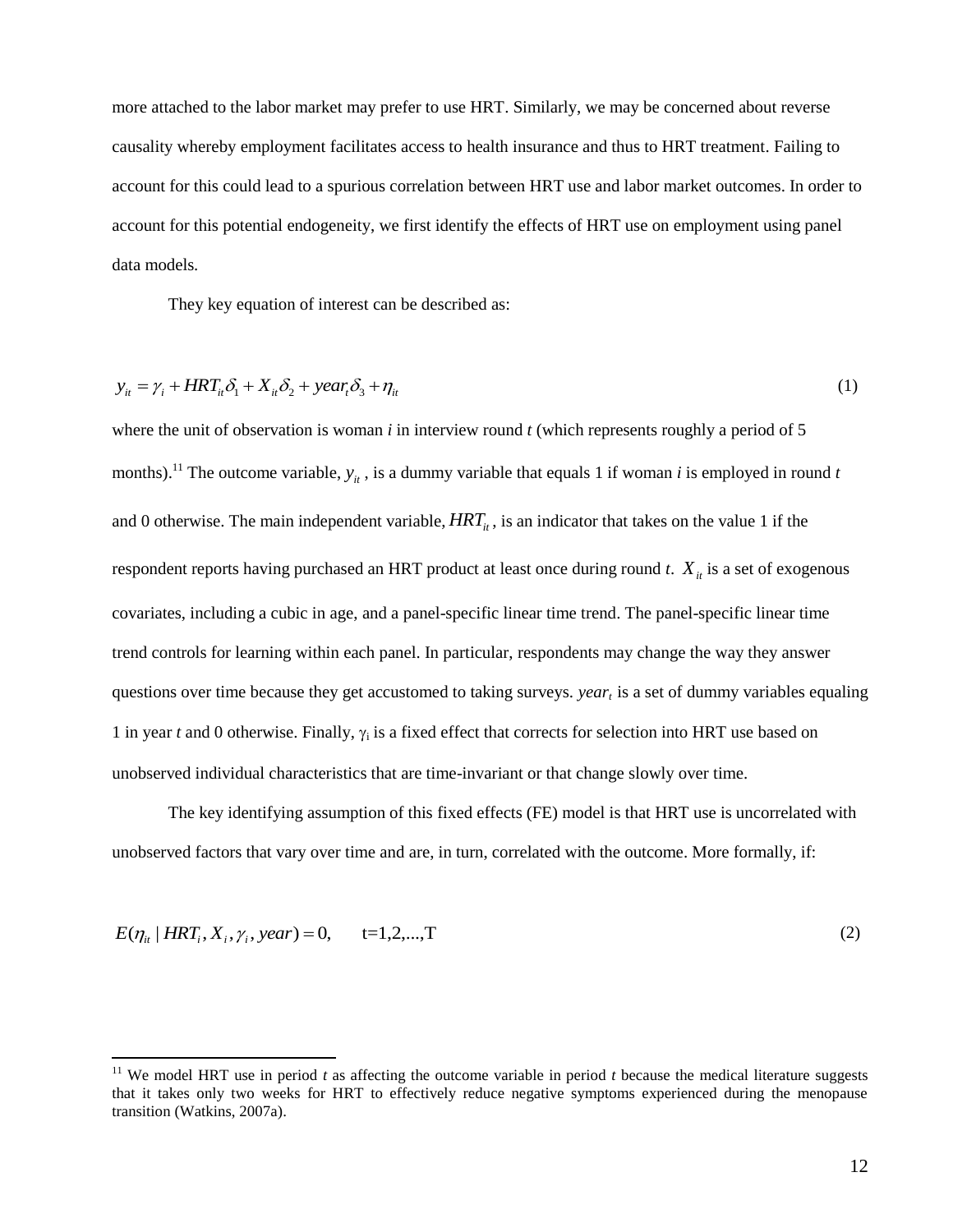more attached to the labor market may prefer to use HRT. Similarly, we may be concerned about reverse causality whereby employment facilitates access to health insurance and thus to HRT treatment. Failing to account for this could lead to a spurious correlation between HRT use and labor market outcomes. In order to account for this potential endogeneity, we first identify the effects of HRT use on employment using panel data models.

They key equation of interest can be described as:

$$y_{it} = \gamma_i + HRT_{it}\delta_1 + X_{it}\delta_2 + year_t\delta_3 + \eta_{it} \tag{1}$$

where the unit of observation is woman *i* in interview round *t* (which represents roughly a period of 5 months).[11] The outcome variable, $y_{it}$, is a dummy variable that equals 1 if woman *i* is employed in round *t* and 0 otherwise. The main independent variable, $HRT_{it}$, is an indicator that takes on the value 1 if the respondent reports having purchased an HRT product at least once during round *t*. $X_{it}$ is a set of exogenous covariates, including a cubic in age, and a panel-specific linear time trend. The panel-specific linear time trend controls for learning within each panel. In particular, respondents may change the way they answer questions over time because they get accustomed to taking surveys. $year_t$ is a set of dummy variables equaling 1 in year *t* and 0 otherwise. Finally, $\gamma_i$ is a fixed effect that corrects for selection into HRT use based on unobserved individual characteristics that are time-invariant or that change slowly over time.

The key identifying assumption of this fixed effects (FE) model is that HRT use is uncorrelated with unobserved factors that vary over time and are, in turn, correlated with the outcome. More formally, if:

$$E(\eta_{it} \mid HRT_i, X_i, \gamma_i, year) = 0, \qquad \text{t=1,2,...,T} \tag{2}$$

[11] We model HRT use in period *t* as affecting the outcome variable in period *t* because the medical literature suggests that it takes only two weeks for HRT to effectively reduce negative symptoms experienced during the menopause transition (Watkins, 2007a).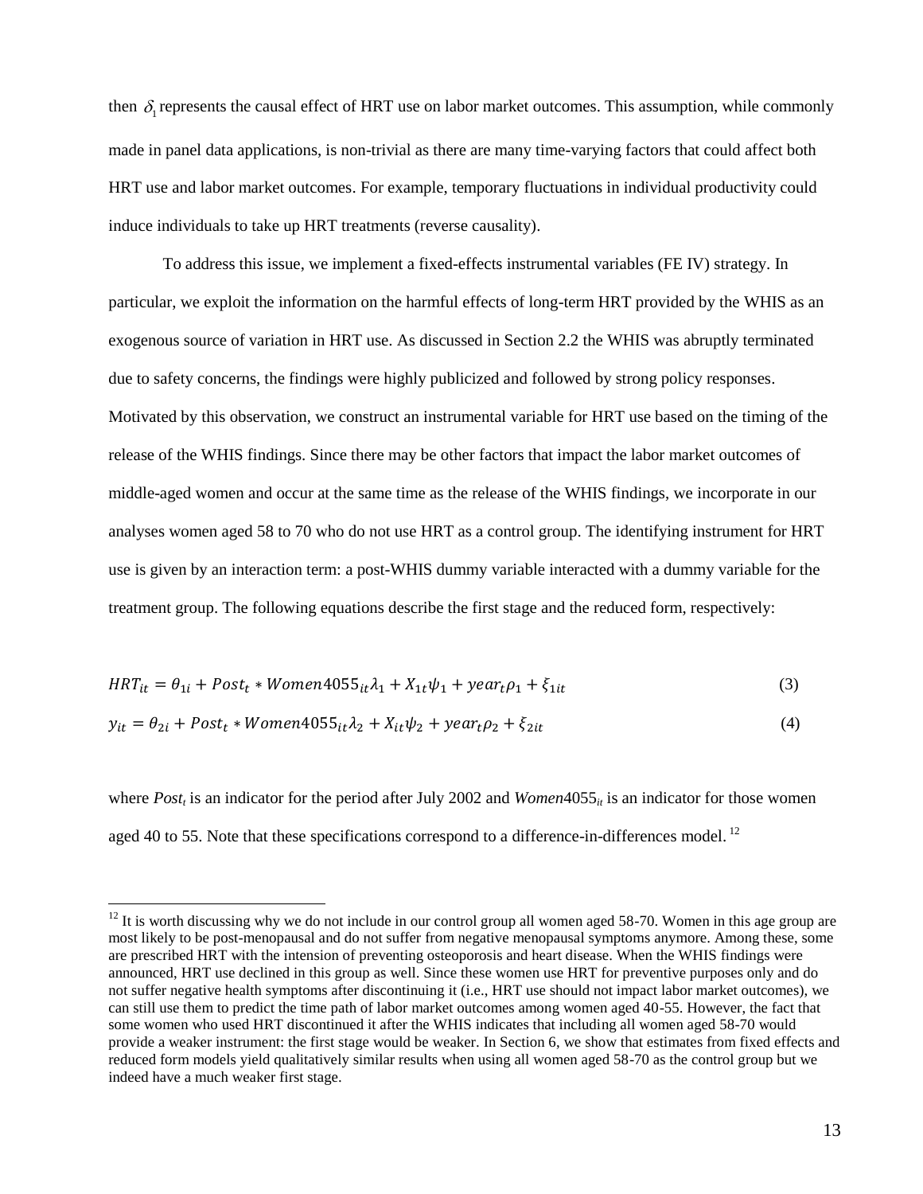then $\delta_1$ represents the causal effect of HRT use on labor market outcomes. This assumption, while commonly made in panel data applications, is non-trivial as there are many time-varying factors that could affect both HRT use and labor market outcomes. For example, temporary fluctuations in individual productivity could induce individuals to take up HRT treatments (reverse causality).

To address this issue, we implement a fixed-effects instrumental variables (FE IV) strategy. In particular, we exploit the information on the harmful effects of long-term HRT provided by the WHIS as an exogenous source of variation in HRT use. As discussed in Section 2.2 the WHIS was abruptly terminated due to safety concerns, the findings were highly publicized and followed by strong policy responses. Motivated by this observation, we construct an instrumental variable for HRT use based on the timing of the release of the WHIS findings. Since there may be other factors that impact the labor market outcomes of middle-aged women and occur at the same time as the release of the WHIS findings, we incorporate in our analyses women aged 58 to 70 who do not use HRT as a control group. The identifying instrument for HRT use is given by an interaction term: a post-WHIS dummy variable interacted with a dummy variable for the treatment group. The following equations describe the first stage and the reduced form, respectively:

$$HRT_{it} = \theta_{1i} + Post_t * Women4055_{it}\lambda_1 + X_{1t}\psi_1 + year_t\rho_1 + \xi_{1it} \tag{3}$$

$$y_{it} = \theta_{2i} + Post_t * Women4055_{it}\lambda_2 + X_{it}\psi_2 + year_t\rho_2 + \xi_{2it} \tag{4}$$

where $Post_t$ is an indicator for the period after July 2002 and $Women4055_{it}$ is an indicator for those women aged 40 to 55. Note that these specifications correspond to a difference-in-differences model.[12]

[12] It is worth discussing why we do not include in our control group all women aged 58-70. Women in this age group are most likely to be post-menopausal and do not suffer from negative menopausal symptoms anymore. Among these, some are prescribed HRT with the intension of preventing osteoporosis and heart disease. When the WHIS findings were announced, HRT use declined in this group as well. Since these women use HRT for preventive purposes only and do not suffer negative health symptoms after discontinuing it (i.e., HRT use should not impact labor market outcomes), we can still use them to predict the time path of labor market outcomes among women aged 40-55. However, the fact that some women who used HRT discontinued it after the WHIS indicates that including all women aged 58-70 would provide a weaker instrument: the first stage would be weaker. In Section 6, we show that estimates from fixed effects and reduced form models yield qualitatively similar results when using all women aged 58-70 as the control group but we indeed have a much weaker first stage.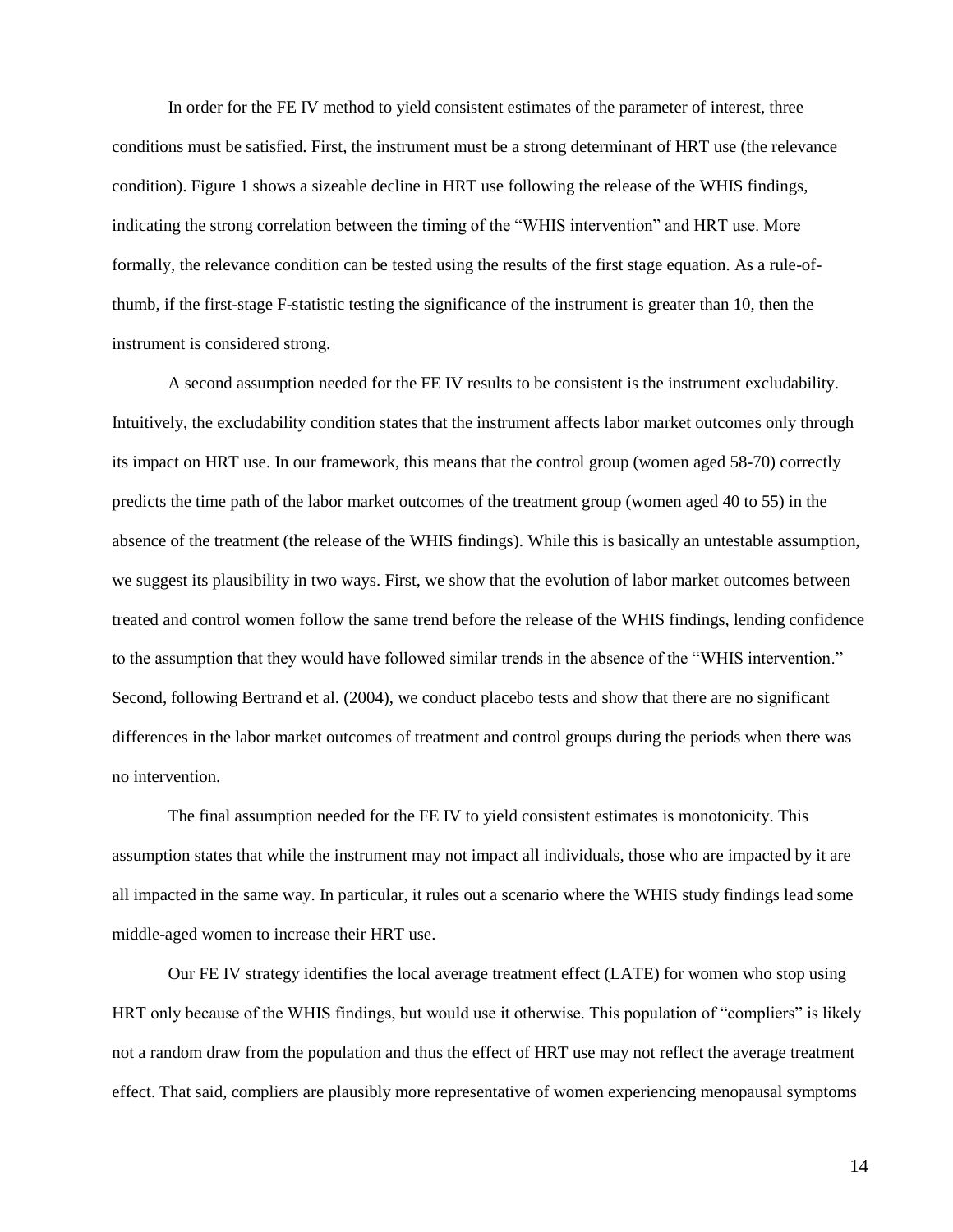In order for the FE IV method to yield consistent estimates of the parameter of interest, three conditions must be satisfied. First, the instrument must be a strong determinant of HRT use (the relevance condition). Figure 1 shows a sizeable decline in HRT use following the release of the WHIS findings, indicating the strong correlation between the timing of the "WHIS intervention" and HRT use. More formally, the relevance condition can be tested using the results of the first stage equation. As a rule-of-thumb, if the first-stage F-statistic testing the significance of the instrument is greater than 10, then the instrument is considered strong.

A second assumption needed for the FE IV results to be consistent is the instrument excludability. Intuitively, the excludability condition states that the instrument affects labor market outcomes only through its impact on HRT use. In our framework, this means that the control group (women aged 58-70) correctly predicts the time path of the labor market outcomes of the treatment group (women aged 40 to 55) in the absence of the treatment (the release of the WHIS findings). While this is basically an untestable assumption, we suggest its plausibility in two ways. First, we show that the evolution of labor market outcomes between treated and control women follow the same trend before the release of the WHIS findings, lending confidence to the assumption that they would have followed similar trends in the absence of the "WHIS intervention." Second, following Bertrand et al. (2004), we conduct placebo tests and show that there are no significant differences in the labor market outcomes of treatment and control groups during the periods when there was no intervention.

The final assumption needed for the FE IV to yield consistent estimates is monotonicity. This assumption states that while the instrument may not impact all individuals, those who are impacted by it are all impacted in the same way. In particular, it rules out a scenario where the WHIS study findings lead some middle-aged women to increase their HRT use.

Our FE IV strategy identifies the local average treatment effect (LATE) for women who stop using HRT only because of the WHIS findings, but would use it otherwise. This population of "compliers" is likely not a random draw from the population and thus the effect of HRT use may not reflect the average treatment effect. That said, compliers are plausibly more representative of women experiencing menopausal symptoms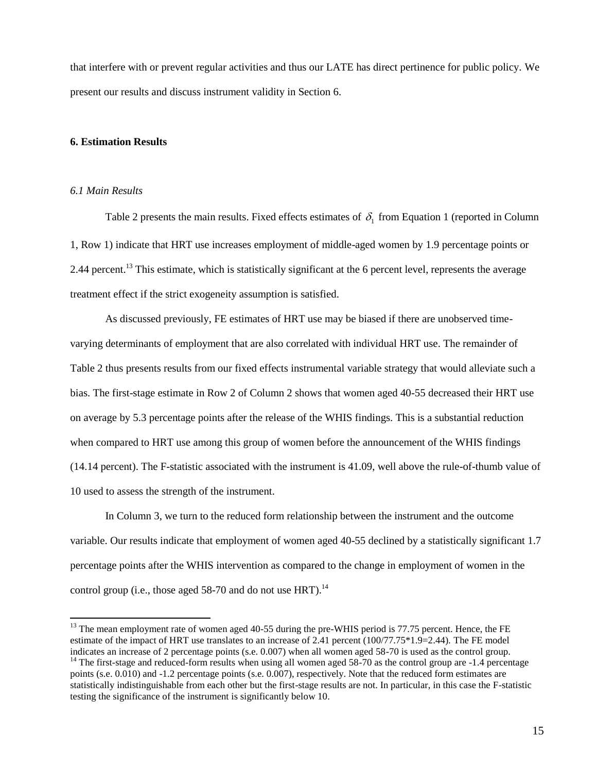that interfere with or prevent regular activities and thus our LATE has direct pertinence for public policy. We present our results and discuss instrument validity in Section 6.

## 6. Estimation Results

### *6.1 Main Results*

Table 2 presents the main results. Fixed effects estimates of $\delta_1$ from Equation 1 (reported in Column 1, Row 1) indicate that HRT use increases employment of middle-aged women by 1.9 percentage points or 2.44 percent.[13] This estimate, which is statistically significant at the 6 percent level, represents the average treatment effect if the strict exogeneity assumption is satisfied.

As discussed previously, FE estimates of HRT use may be biased if there are unobserved time-varying determinants of employment that are also correlated with individual HRT use. The remainder of Table 2 thus presents results from our fixed effects instrumental variable strategy that would alleviate such a bias. The first-stage estimate in Row 2 of Column 2 shows that women aged 40-55 decreased their HRT use on average by 5.3 percentage points after the release of the WHIS findings. This is a substantial reduction when compared to HRT use among this group of women before the announcement of the WHIS findings (14.14 percent). The F-statistic associated with the instrument is 41.09, well above the rule-of-thumb value of 10 used to assess the strength of the instrument.

In Column 3, we turn to the reduced form relationship between the instrument and the outcome variable. Our results indicate that employment of women aged 40-55 declined by a statistically significant 1.7 percentage points after the WHIS intervention as compared to the change in employment of women in the control group (i.e., those aged 58-70 and do not use HRT).[14]

---

[13] The mean employment rate of women aged 40-55 during the pre-WHIS period is 77.75 percent. Hence, the FE estimate of the impact of HRT use translates to an increase of 2.41 percent (100/77.75*1.9=2.44). The FE model indicates an increase of 2 percentage points (s.e. 0.007) when all women aged 58-70 is used as the control group.

[14] The first-stage and reduced-form results when using all women aged 58-70 as the control group are -1.4 percentage points (s.e. 0.010) and -1.2 percentage points (s.e. 0.007), respectively. Note that the reduced form estimates are statistically indistinguishable from each other but the first-stage results are not. In particular, in this case the F-statistic testing the significance of the instrument is significantly below 10.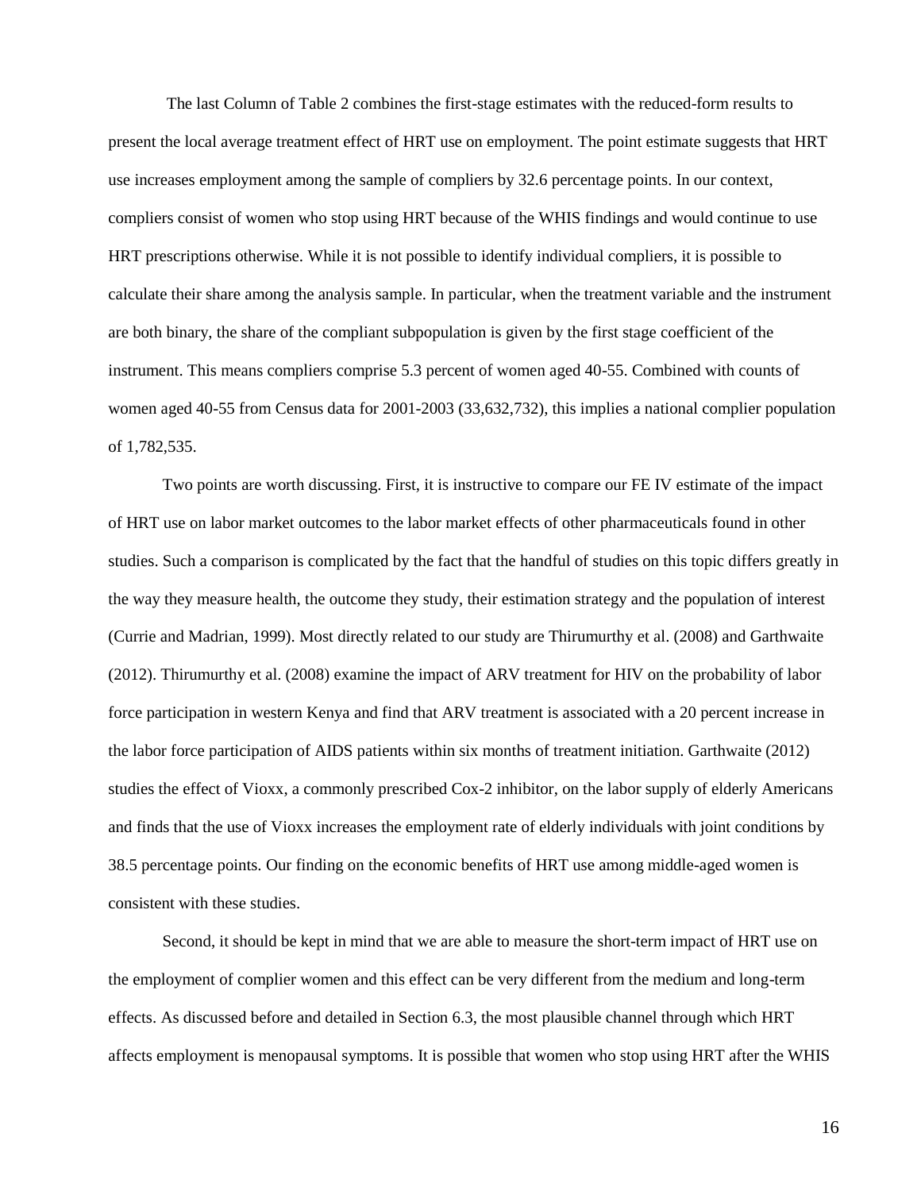The last Column of Table 2 combines the first-stage estimates with the reduced-form results to present the local average treatment effect of HRT use on employment. The point estimate suggests that HRT use increases employment among the sample of compliers by 32.6 percentage points. In our context, compliers consist of women who stop using HRT because of the WHIS findings and would continue to use HRT prescriptions otherwise. While it is not possible to identify individual compliers, it is possible to calculate their share among the analysis sample. In particular, when the treatment variable and the instrument are both binary, the share of the compliant subpopulation is given by the first stage coefficient of the instrument. This means compliers comprise 5.3 percent of women aged 40-55. Combined with counts of women aged 40-55 from Census data for 2001-2003 (33,632,732), this implies a national complier population of 1,782,535.

Two points are worth discussing. First, it is instructive to compare our FE IV estimate of the impact of HRT use on labor market outcomes to the labor market effects of other pharmaceuticals found in other studies. Such a comparison is complicated by the fact that the handful of studies on this topic differs greatly in the way they measure health, the outcome they study, their estimation strategy and the population of interest (Currie and Madrian, 1999). Most directly related to our study are Thirumurthy et al. (2008) and Garthwaite (2012). Thirumurthy et al. (2008) examine the impact of ARV treatment for HIV on the probability of labor force participation in western Kenya and find that ARV treatment is associated with a 20 percent increase in the labor force participation of AIDS patients within six months of treatment initiation. Garthwaite (2012) studies the effect of Vioxx, a commonly prescribed Cox-2 inhibitor, on the labor supply of elderly Americans and finds that the use of Vioxx increases the employment rate of elderly individuals with joint conditions by 38.5 percentage points. Our finding on the economic benefits of HRT use among middle-aged women is consistent with these studies.

Second, it should be kept in mind that we are able to measure the short-term impact of HRT use on the employment of complier women and this effect can be very different from the medium and long-term effects. As discussed before and detailed in Section 6.3, the most plausible channel through which HRT affects employment is menopausal symptoms. It is possible that women who stop using HRT after the WHIS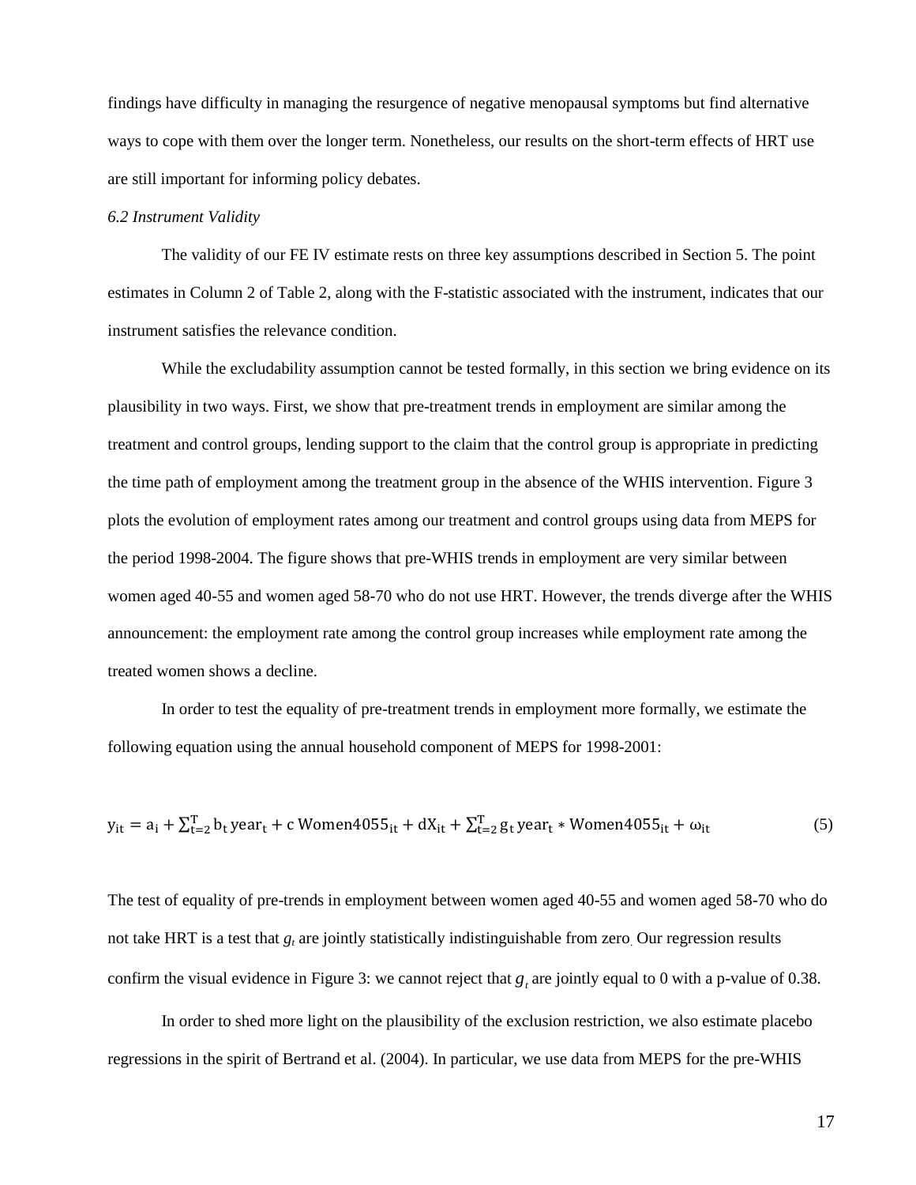findings have difficulty in managing the resurgence of negative menopausal symptoms but find alternative ways to cope with them over the longer term. Nonetheless, our results on the short-term effects of HRT use are still important for informing policy debates.

*6.2 Instrument Validity*

The validity of our FE IV estimate rests on three key assumptions described in Section 5. The point estimates in Column 2 of Table 2, along with the F-statistic associated with the instrument, indicates that our instrument satisfies the relevance condition.

While the excludability assumption cannot be tested formally, in this section we bring evidence on its plausibility in two ways. First, we show that pre-treatment trends in employment are similar among the treatment and control groups, lending support to the claim that the control group is appropriate in predicting the time path of employment among the treatment group in the absence of the WHIS intervention. Figure 3 plots the evolution of employment rates among our treatment and control groups using data from MEPS for the period 1998-2004. The figure shows that pre-WHIS trends in employment are very similar between women aged 40-55 and women aged 58-70 who do not use HRT. However, the trends diverge after the WHIS announcement: the employment rate among the control group increases while employment rate among the treated women shows a decline.

In order to test the equality of pre-treatment trends in employment more formally, we estimate the following equation using the annual household component of MEPS for 1998-2001:

$$y_{it} = a_i + \sum_{t=2}^{T} b_t \, year_t + c \, Women4055_{it} + dX_{it} + \sum_{t=2}^{T} g_t \, year_t * Women4055_{it} + \omega_{it} \tag{5}$$

The test of equality of pre-trends in employment between women aged 40-55 and women aged 58-70 who do not take HRT is a test that $g_t$ are jointly statistically indistinguishable from zero. Our regression results confirm the visual evidence in Figure 3: we cannot reject that $g_t$ are jointly equal to 0 with a p-value of 0.38.

In order to shed more light on the plausibility of the exclusion restriction, we also estimate placebo regressions in the spirit of Bertrand et al. (2004). In particular, we use data from MEPS for the pre-WHIS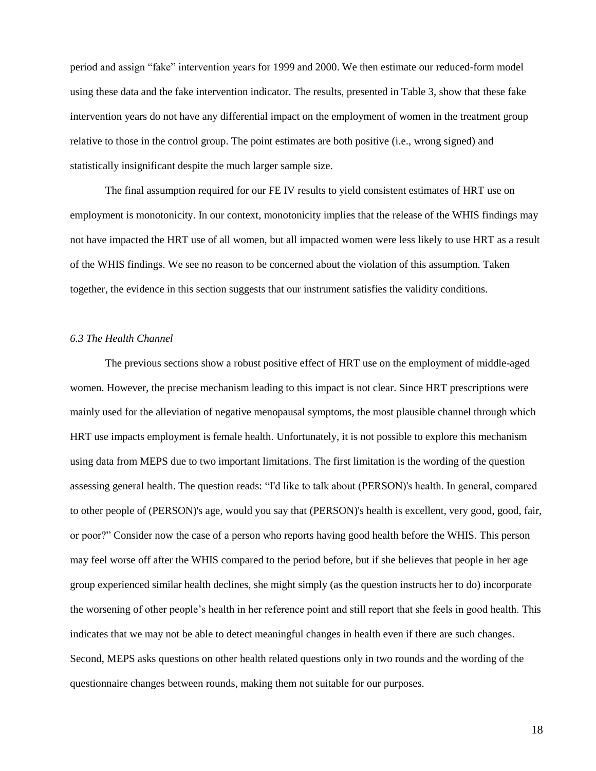period and assign "fake" intervention years for 1999 and 2000. We then estimate our reduced-form model using these data and the fake intervention indicator. The results, presented in Table 3, show that these fake intervention years do not have any differential impact on the employment of women in the treatment group relative to those in the control group. The point estimates are both positive (i.e., wrong signed) and statistically insignificant despite the much larger sample size.

The final assumption required for our FE IV results to yield consistent estimates of HRT use on employment is monotonicity. In our context, monotonicity implies that the release of the WHIS findings may not have impacted the HRT use of all women, but all impacted women were less likely to use HRT as a result of the WHIS findings. We see no reason to be concerned about the violation of this assumption. Taken together, the evidence in this section suggests that our instrument satisfies the validity conditions.

### *6.3 The Health Channel*

The previous sections show a robust positive effect of HRT use on the employment of middle-aged women. However, the precise mechanism leading to this impact is not clear. Since HRT prescriptions were mainly used for the alleviation of negative menopausal symptoms, the most plausible channel through which HRT use impacts employment is female health. Unfortunately, it is not possible to explore this mechanism using data from MEPS due to two important limitations. The first limitation is the wording of the question assessing general health. The question reads: "I'd like to talk about (PERSON)'s health. In general, compared to other people of (PERSON)'s age, would you say that (PERSON)'s health is excellent, very good, good, fair, or poor?" Consider now the case of a person who reports having good health before the WHIS. This person may feel worse off after the WHIS compared to the period before, but if she believes that people in her age group experienced similar health declines, she might simply (as the question instructs her to do) incorporate the worsening of other people's health in her reference point and still report that she feels in good health. This indicates that we may not be able to detect meaningful changes in health even if there are such changes. Second, MEPS asks questions on other health related questions only in two rounds and the wording of the questionnaire changes between rounds, making them not suitable for our purposes.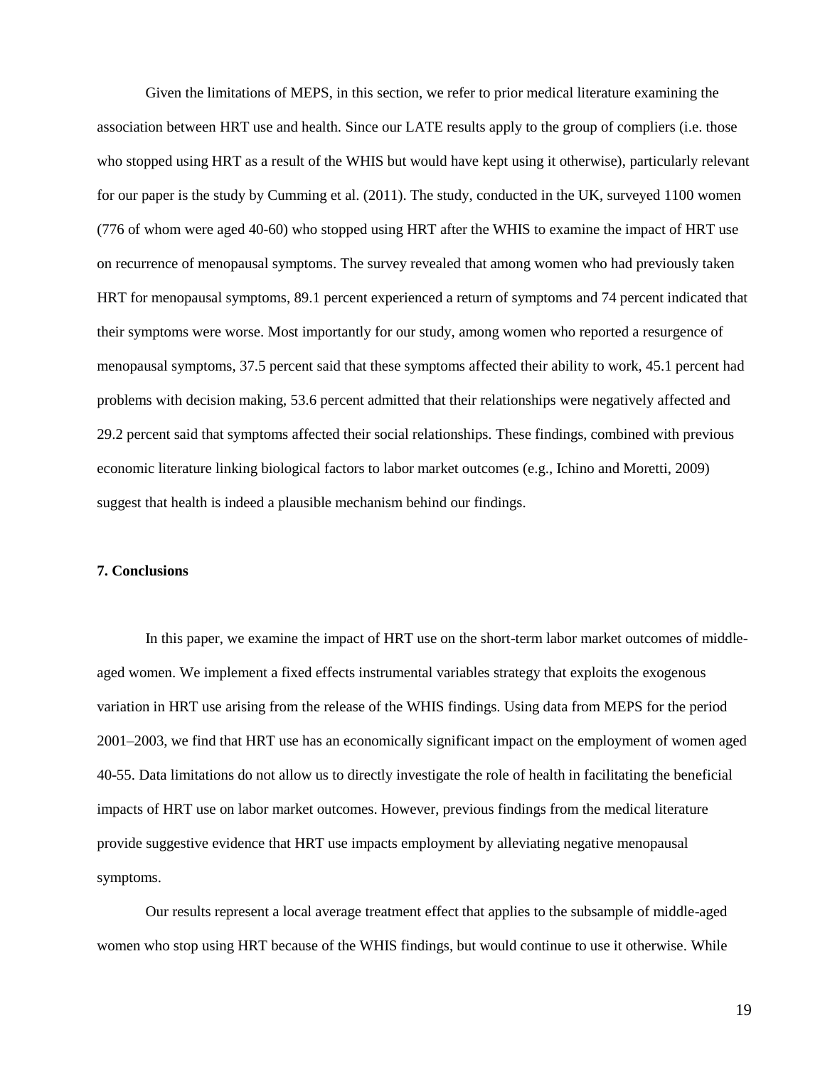Given the limitations of MEPS, in this section, we refer to prior medical literature examining the association between HRT use and health. Since our LATE results apply to the group of compliers (i.e. those who stopped using HRT as a result of the WHIS but would have kept using it otherwise), particularly relevant for our paper is the study by Cumming et al. (2011). The study, conducted in the UK, surveyed 1100 women (776 of whom were aged 40-60) who stopped using HRT after the WHIS to examine the impact of HRT use on recurrence of menopausal symptoms. The survey revealed that among women who had previously taken HRT for menopausal symptoms, 89.1 percent experienced a return of symptoms and 74 percent indicated that their symptoms were worse. Most importantly for our study, among women who reported a resurgence of menopausal symptoms, 37.5 percent said that these symptoms affected their ability to work, 45.1 percent had problems with decision making, 53.6 percent admitted that their relationships were negatively affected and 29.2 percent said that symptoms affected their social relationships. These findings, combined with previous economic literature linking biological factors to labor market outcomes (e.g., Ichino and Moretti, 2009) suggest that health is indeed a plausible mechanism behind our findings.

## 7. Conclusions

In this paper, we examine the impact of HRT use on the short-term labor market outcomes of middle-aged women. We implement a fixed effects instrumental variables strategy that exploits the exogenous variation in HRT use arising from the release of the WHIS findings. Using data from MEPS for the period 2001–2003, we find that HRT use has an economically significant impact on the employment of women aged 40-55. Data limitations do not allow us to directly investigate the role of health in facilitating the beneficial impacts of HRT use on labor market outcomes. However, previous findings from the medical literature provide suggestive evidence that HRT use impacts employment by alleviating negative menopausal symptoms.

Our results represent a local average treatment effect that applies to the subsample of middle-aged women who stop using HRT because of the WHIS findings, but would continue to use it otherwise. While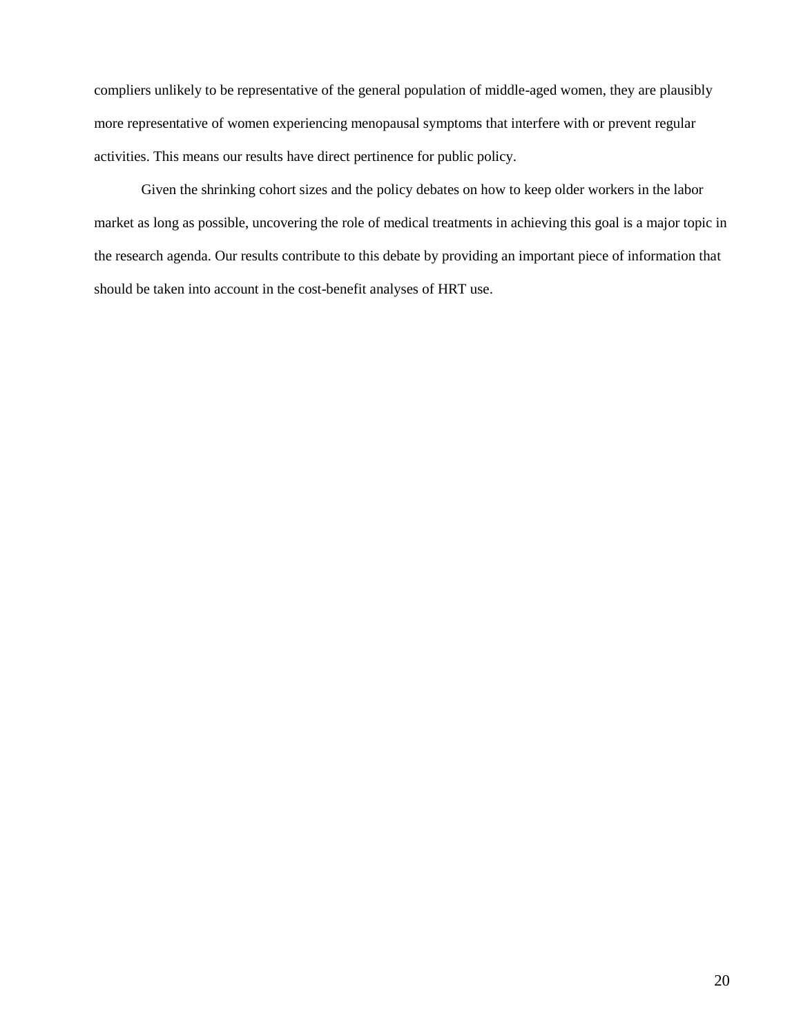compliers unlikely to be representative of the general population of middle-aged women, they are plausibly more representative of women experiencing menopausal symptoms that interfere with or prevent regular activities. This means our results have direct pertinence for public policy.

Given the shrinking cohort sizes and the policy debates on how to keep older workers in the labor market as long as possible, uncovering the role of medical treatments in achieving this goal is a major topic in the research agenda. Our results contribute to this debate by providing an important piece of information that should be taken into account in the cost-benefit analyses of HRT use.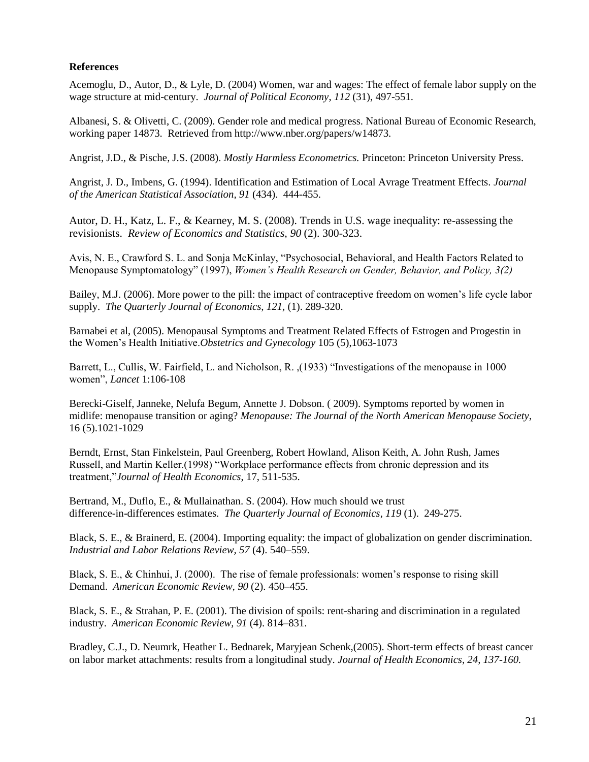**References**

Acemoglu, D., Autor, D., & Lyle, D. (2004) Women, war and wages: The effect of female labor supply on the wage structure at mid-century. *Journal of Political Economy, 112* (31), 497-551.

Albanesi, S. & Olivetti, C. (2009). Gender role and medical progress. National Bureau of Economic Research, working paper 14873. Retrieved from http://www.nber.org/papers/w14873.

Angrist, J.D., & Pische, J.S. (2008). *Mostly Harmless Econometrics.* Princeton: Princeton University Press.

Angrist, J. D., Imbens, G. (1994). Identification and Estimation of Local Avrage Treatment Effects. *Journal of the American Statistical Association, 91* (434). 444-455.

Autor, D. H., Katz, L. F., & Kearney, M. S. (2008). Trends in U.S. wage inequality: re-assessing the revisionists. *Review of Economics and Statistics, 90* (2). 300-323.

Avis, N. E., Crawford S. L. and Sonja McKinlay, "Psychosocial, Behavioral, and Health Factors Related to Menopause Symptomatology" (1997), *Women's Health Research on Gender, Behavior, and Policy, 3(2)*

Bailey, M.J. (2006). More power to the pill: the impact of contraceptive freedom on women's life cycle labor supply. *The Quarterly Journal of Economics, 121,* (1). 289-320.

Barnabei et al, (2005). Menopausal Symptoms and Treatment Related Effects of Estrogen and Progestin in the Women's Health Initiative.*Obstetrics and Gynecology* 105 (5),1063-1073

Barrett, L., Cullis, W. Fairfield, L. and Nicholson, R. ,(1933) "Investigations of the menopause in 1000 women", *Lancet* 1:106-108

Berecki-Giself, Janneke, Nelufa Begum, Annette J. Dobson. ( 2009). Symptoms reported by women in midlife: menopause transition or aging? *Menopause: The Journal of the North American Menopause Society*, 16 (5).1021-1029

Berndt, Ernst, Stan Finkelstein, Paul Greenberg, Robert Howland, Alison Keith, A. John Rush, James Russell, and Martin Keller.(1998) "Workplace performance effects from chronic depression and its treatment,"*Journal of Health Economics*, 17, 511-535.

Bertrand, M., Duflo, E., & Mullainathan. S. (2004). How much should we trust difference-in-differences estimates. *The Quarterly Journal of Economics, 119* (1). 249-275.

Black, S. E., & Brainerd, E. (2004). Importing equality: the impact of globalization on gender discrimination. *Industrial and Labor Relations Review, 57* (4). 540–559.

Black, S. E., & Chinhui, J. (2000). The rise of female professionals: women's response to rising skill Demand. *American Economic Review, 90* (2). 450–455.

Black, S. E., & Strahan, P. E. (2001). The division of spoils: rent-sharing and discrimination in a regulated industry. *American Economic Review, 91* (4). 814–831.

Bradley, C.J., D. Neumrk, Heather L. Bednarek, Maryjean Schenk,(2005). Short-term effects of breast cancer on labor market attachments: results from a longitudinal study. *Journal of Health Economics, 24, 137-160.*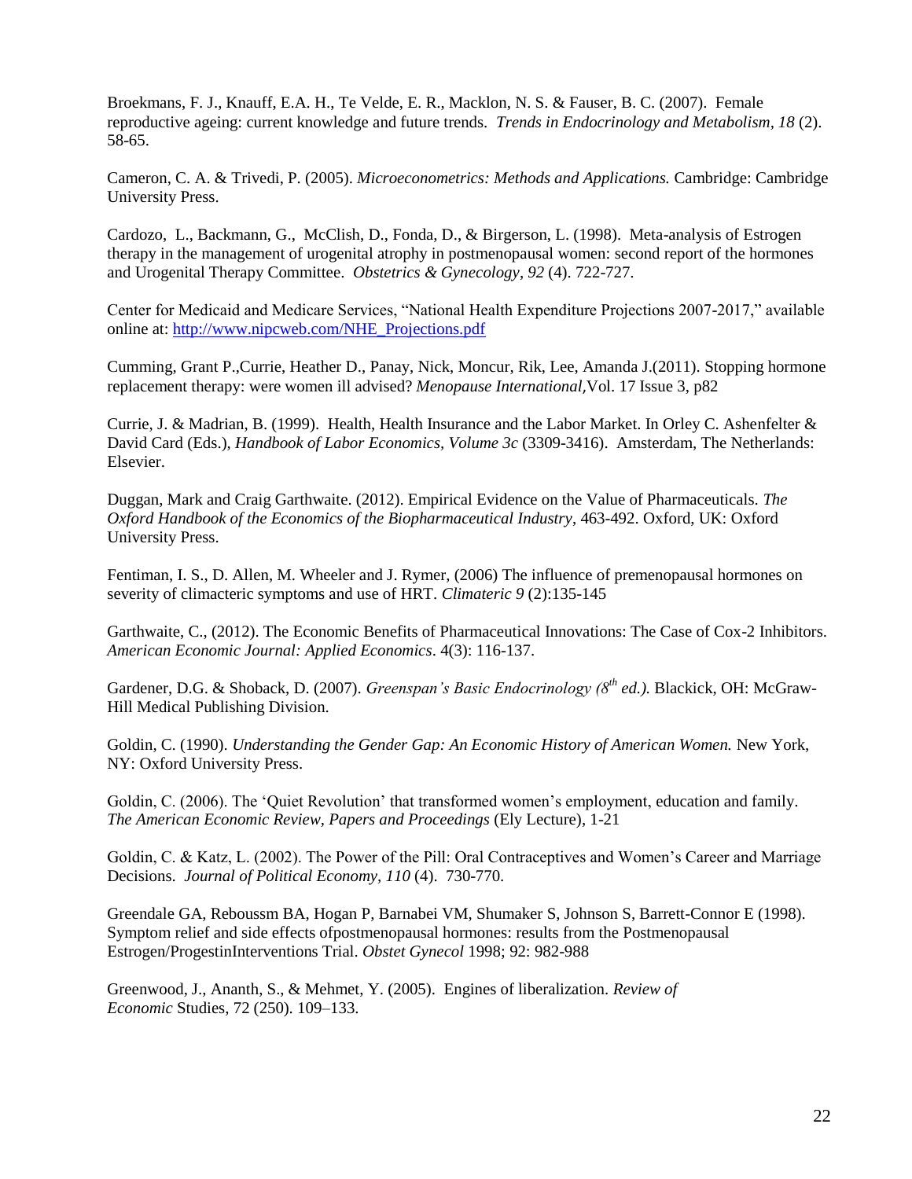Broekmans, F. J., Knauff, E.A. H., Te Velde, E. R., Macklon, N. S. & Fauser, B. C. (2007). Female reproductive ageing: current knowledge and future trends. *Trends in Endocrinology and Metabolism*, *18* (2). 58-65.

Cameron, C. A. & Trivedi, P. (2005). *Microeconometrics: Methods and Applications.* Cambridge: Cambridge University Press.

Cardozo, L., Backmann, G., McClish, D., Fonda, D., & Birgerson, L. (1998). Meta-analysis of Estrogen therapy in the management of urogenital atrophy in postmenopausal women: second report of the hormones and Urogenital Therapy Committee. *Obstetrics & Gynecology*, *92* (4). 722-727.

Center for Medicaid and Medicare Services, "National Health Expenditure Projections 2007-2017," available online at: http://www.nipcweb.com/NHE_Projections.pdf

Cumming, Grant P.,Currie, Heather D., Panay, Nick, Moncur, Rik, Lee, Amanda J.(2011). Stopping hormone replacement therapy: were women ill advised? *Menopause International,*Vol. 17 Issue 3, p82

Currie, J. & Madrian, B. (1999). Health, Health Insurance and the Labor Market. In Orley C. Ashenfelter & David Card (Eds.), *Handbook of Labor Economics, Volume 3c* (3309-3416). Amsterdam, The Netherlands: Elsevier.

Duggan, Mark and Craig Garthwaite. (2012). Empirical Evidence on the Value of Pharmaceuticals. *The Oxford Handbook of the Economics of the Biopharmaceutical Industry*, 463-492. Oxford, UK: Oxford University Press.

Fentiman, I. S., D. Allen, M. Wheeler and J. Rymer, (2006) The influence of premenopausal hormones on severity of climacteric symptoms and use of HRT. *Climateric 9* (2):135-145

Garthwaite, C., (2012). The Economic Benefits of Pharmaceutical Innovations: The Case of Cox-2 Inhibitors. *American Economic Journal: Applied Economics*. 4(3): 116-137.

Gardener, D.G. & Shoback, D. (2007). *Greenspan's Basic Endocrinology (8th ed.).* Blackick, OH: McGraw-Hill Medical Publishing Division.

Goldin, C. (1990). *Understanding the Gender Gap: An Economic History of American Women.* New York, NY: Oxford University Press.

Goldin, C. (2006). The 'Quiet Revolution' that transformed women's employment, education and family. *The American Economic Review, Papers and Proceedings* (Ely Lecture), 1-21

Goldin, C. & Katz, L. (2002). The Power of the Pill: Oral Contraceptives and Women's Career and Marriage Decisions. *Journal of Political Economy, 110* (4). 730-770.

Greendale GA, Reboussm BA, Hogan P, Barnabei VM, Shumaker S, Johnson S, Barrett-Connor E (1998). Symptom relief and side effects ofpostmenopausal hormones: results from the Postmenopausal Estrogen/ProgestinInterventions Trial. *Obstet Gynecol* 1998; 92: 982-988

Greenwood, J., Ananth, S., & Mehmet, Y. (2005). Engines of liberalization. *Review of Economic* Studies, 72 (250). 109–133.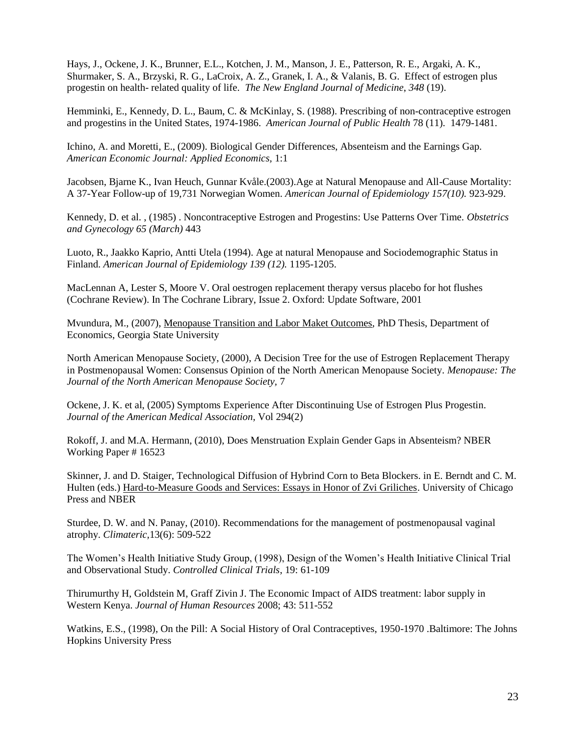Hays, J., Ockene, J. K., Brunner, E.L., Kotchen, J. M., Manson, J. E., Patterson, R. E., Argaki, A. K., Shurmaker, S. A., Brzyski, R. G., LaCroix, A. Z., Granek, I. A., & Valanis, B. G. Effect of estrogen plus progestin on health- related quality of life. *The New England Journal of Medicine*, *348* (19).

Hemminki, E., Kennedy, D. L., Baum, C. & McKinlay, S. (1988). Prescribing of non-contraceptive estrogen and progestins in the United States, 1974-1986. *American Journal of Public Health* 78 (11). 1479-1481.

Ichino, A. and Moretti, E., (2009). Biological Gender Differences, Absenteism and the Earnings Gap. *American Economic Journal: Applied Economics,* 1:1

Jacobsen, Bjarne K., Ivan Heuch, Gunnar Kvåle.(2003).Age at Natural Menopause and All-Cause Mortality: A 37-Year Follow-up of 19,731 Norwegian Women. *American Journal of Epidemiology 157(10).* 923-929.

Kennedy, D. et al. , (1985) . Noncontraceptive Estrogen and Progestins: Use Patterns Over Time. *Obstetrics and Gynecology 65 (March)* 443

Luoto, R., Jaakko Kaprio, Antti Utela (1994). Age at natural Menopause and Sociodemographic Status in Finland. *American Journal of Epidemiology 139 (12).* 1195-1205.

MacLennan A, Lester S, Moore V. Oral oestrogen replacement therapy versus placebo for hot flushes (Cochrane Review). In The Cochrane Library, Issue 2. Oxford: Update Software, 2001

Mvundura, M., (2007), Menopause Transition and Labor Maket Outcomes, PhD Thesis, Department of Economics, Georgia State University

North American Menopause Society, (2000), A Decision Tree for the use of Estrogen Replacement Therapy in Postmenopausal Women: Consensus Opinion of the North American Menopause Society. *Menopause: The Journal of the North American Menopause Society,* 7

Ockene, J. K. et al, (2005) Symptoms Experience After Discontinuing Use of Estrogen Plus Progestin. *Journal of the American Medical Association,* Vol 294(2)

Rokoff, J. and M.A. Hermann, (2010), Does Menstruation Explain Gender Gaps in Absenteism? NBER Working Paper # 16523

Skinner, J. and D. Staiger, Technological Diffusion of Hybrind Corn to Beta Blockers. in E. Berndt and C. M. Hulten (eds.) Hard-to-Measure Goods and Services: Essays in Honor of Zvi Griliches. University of Chicago Press and NBER

Sturdee, D. W. and N. Panay, (2010). Recommendations for the management of postmenopausal vaginal atrophy. *Climateric,*13(6): 509-522

The Women's Health Initiative Study Group, (1998), Design of the Women's Health Initiative Clinical Trial and Observational Study. *Controlled Clinical Trials*, 19: 61-109

Thirumurthy H, Goldstein M, Graff Zivin J. The Economic Impact of AIDS treatment: labor supply in Western Kenya. *Journal of Human Resources* 2008; 43: 511-552

Watkins, E.S., (1998), On the Pill: A Social History of Oral Contraceptives, 1950-1970 .Baltimore: The Johns Hopkins University Press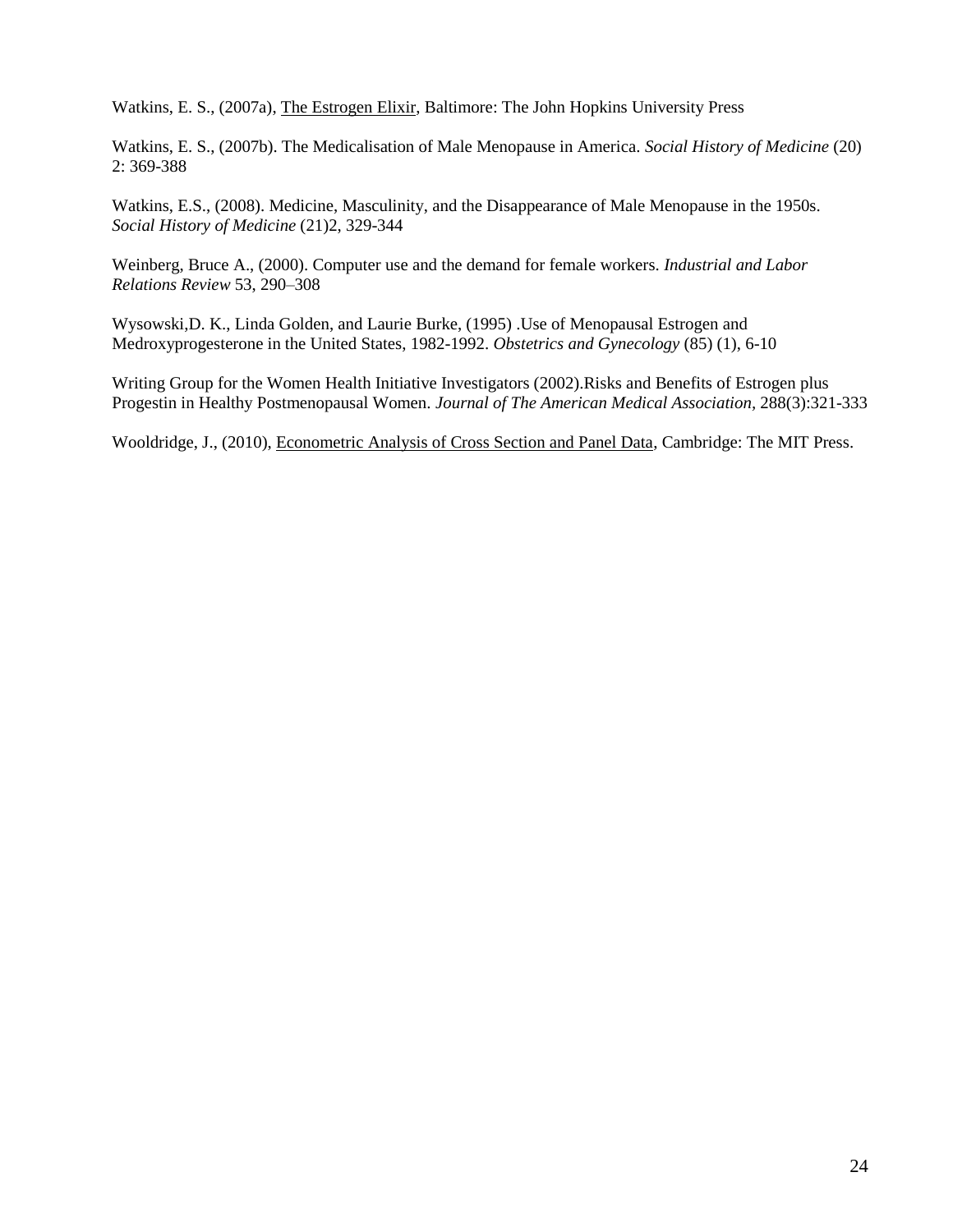Watkins, E. S., (2007a), The Estrogen Elixir, Baltimore: The John Hopkins University Press

Watkins, E. S., (2007b). The Medicalisation of Male Menopause in America. *Social History of Medicine* (20) 2: 369-388

Watkins, E.S., (2008). Medicine, Masculinity, and the Disappearance of Male Menopause in the 1950s. *Social History of Medicine* (21)2, 329-344

Weinberg, Bruce A., (2000). Computer use and the demand for female workers. *Industrial and Labor Relations Review* 53, 290–308

Wysowski,D. K., Linda Golden, and Laurie Burke, (1995) .Use of Menopausal Estrogen and Medroxyprogesterone in the United States, 1982-1992. *Obstetrics and Gynecology* (85) (1), 6-10

Writing Group for the Women Health Initiative Investigators (2002).Risks and Benefits of Estrogen plus Progestin in Healthy Postmenopausal Women. *Journal of The American Medical Association*, 288(3):321-333

Wooldridge, J., (2010), Econometric Analysis of Cross Section and Panel Data, Cambridge: The MIT Press.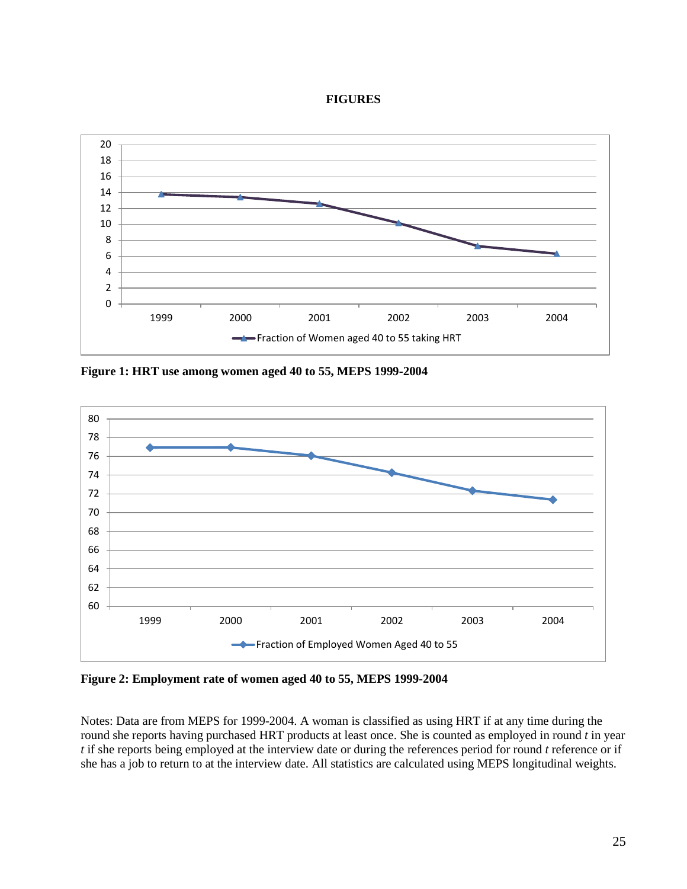**FIGURES**

**Figure 1: HRT use among women aged 40 to 55, MEPS 1999-2004**

**Figure 2: Employment rate of women aged 40 to 55, MEPS 1999-2004**

Notes: Data are from MEPS for 1999-2004. A woman is classified as using HRT if at any time during the round she reports having purchased HRT products at least once. She is counted as employed in round *t* in year *t* if she reports being employed at the interview date or during the references period for round *t* reference or if she has a job to return to at the interview date. All statistics are calculated using MEPS longitudinal weights.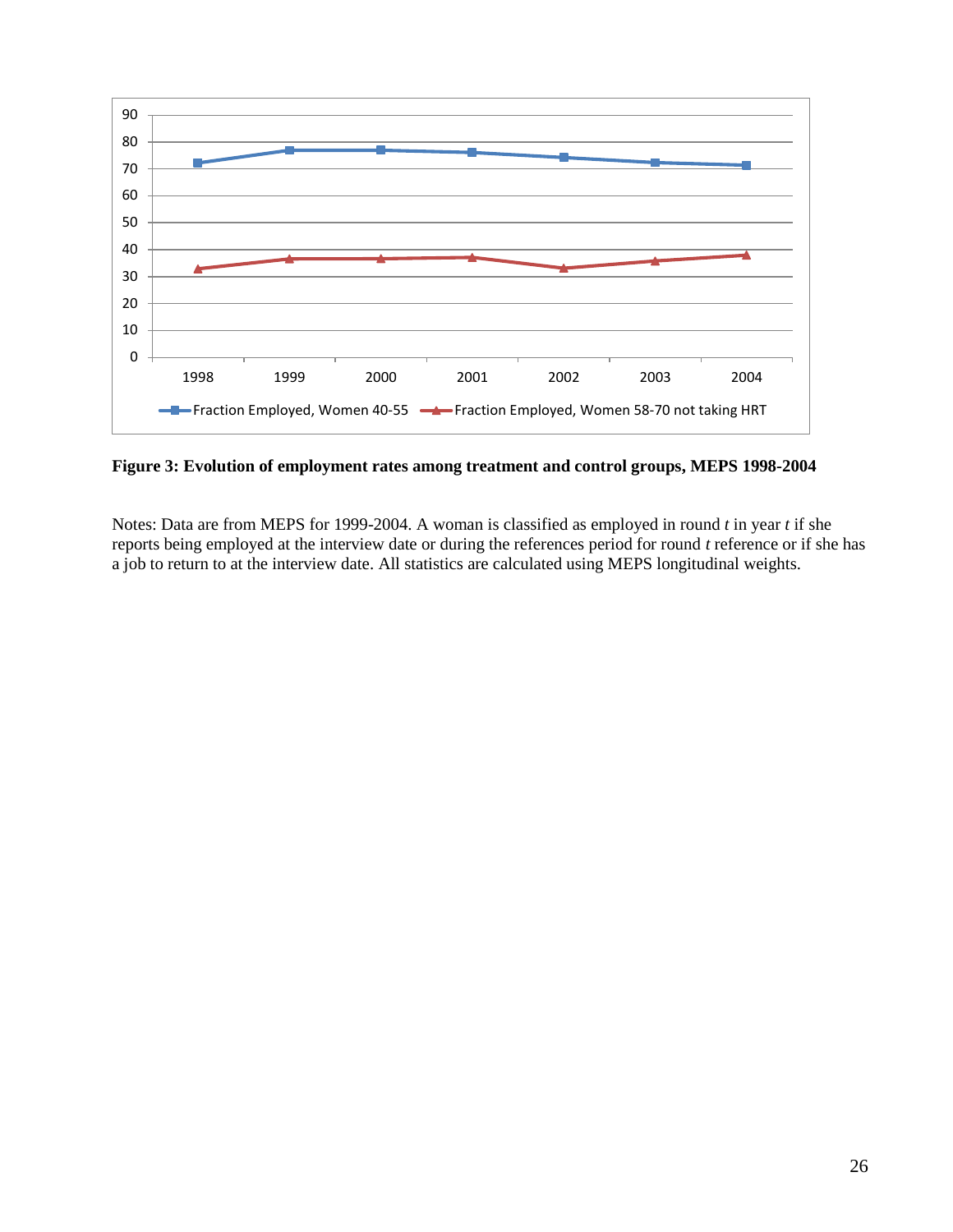**Figure 3: Evolution of employment rates among treatment and control groups, MEPS 1998-2004**

Notes: Data are from MEPS for 1999-2004. A woman is classified as employed in round *t* in year *t* if she reports being employed at the interview date or during the references period for round *t* reference or if she has a job to return to at the interview date. All statistics are calculated using MEPS longitudinal weights.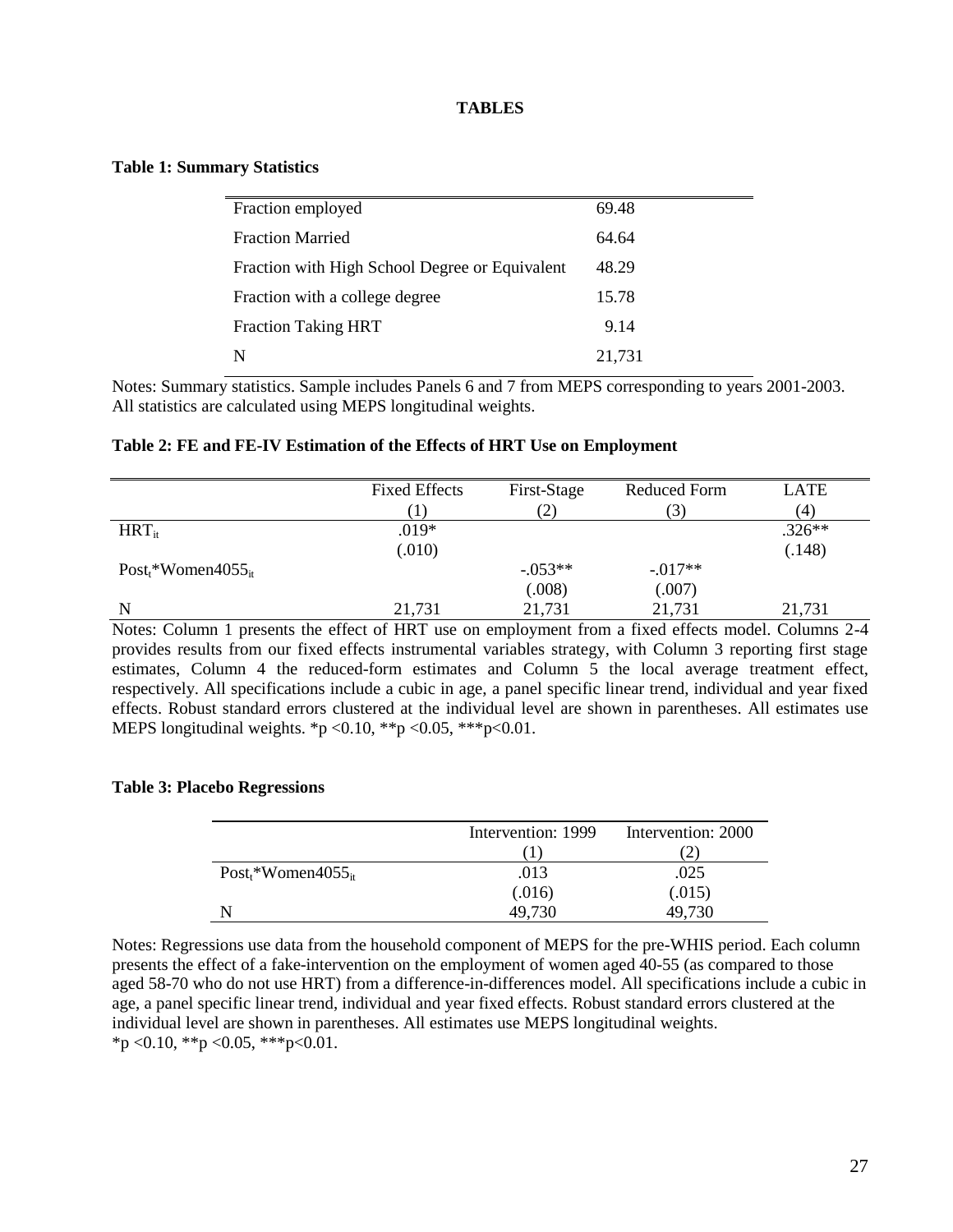**TABLES**

**Table 1: Summary Statistics**

| | |
|---|---|
| Fraction employed | 69.48 |
| Fraction Married | 64.64 |
| Fraction with High School Degree or Equivalent | 48.29 |
| Fraction with a college degree | 15.78 |
| Fraction Taking HRT | 9.14 |
| N | 21,731 |

Notes: Summary statistics. Sample includes Panels 6 and 7 from MEPS corresponding to years 2001-2003. All statistics are calculated using MEPS longitudinal weights.

**Table 2: FE and FE-IV Estimation of the Effects of HRT Use on Employment**

| | Fixed Effects | First-Stage | Reduced Form | LATE |
|---|---|---|---|---|
| | (1) | (2) | (3) | (4) |
| $HRT_{it}$ | .019* | | | .326** |
| | (.010) | | | (.148) |
| $Post_t$*$Women4055_{it}$ | | -.053** | -.017** | |
| | | (.008) | (.007) | |
| N | 21,731 | 21,731 | 21,731 | 21,731 |

Notes: Column 1 presents the effect of HRT use on employment from a fixed effects model. Columns 2-4 provides results from our fixed effects instrumental variables strategy, with Column 3 reporting first stage estimates, Column 4 the reduced-form estimates and Column 5 the local average treatment effect, respectively. All specifications include a cubic in age, a panel specific linear trend, individual and year fixed effects. Robust standard errors clustered at the individual level are shown in parentheses. All estimates use MEPS longitudinal weights. *p <0.10, **p <0.05, ***p<0.01.

**Table 3: Placebo Regressions**

| | Intervention: 1999 | Intervention: 2000 |
|---|---|---|
| | (1) | (2) |
| $Post_t$*$Women4055_{it}$ | .013 | .025 |
| | (.016) | (.015) |
| N | 49,730 | 49,730 |

Notes: Regressions use data from the household component of MEPS for the pre-WHIS period. Each column presents the effect of a fake-intervention on the employment of women aged 40-55 (as compared to those aged 58-70 who do not use HRT) from a difference-in-differences model. All specifications include a cubic in age, a panel specific linear trend, individual and year fixed effects. Robust standard errors clustered at the individual level are shown in parentheses. All estimates use MEPS longitudinal weights.
*p <0.10, **p <0.05, ***p<0.01.